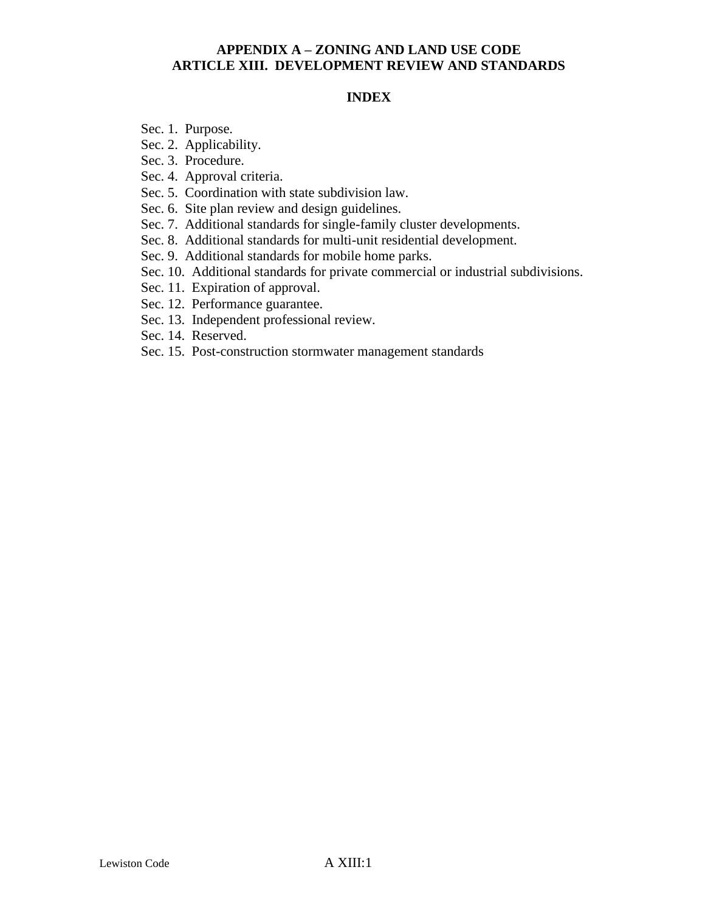# APPENDIX A – ZONING AND LAND USE CODE
# ARTICLE XIII. DEVELOPMENT REVIEW AND STANDARDS

## INDEX

Sec. 1. Purpose.
Sec. 2. Applicability.
Sec. 3. Procedure.
Sec. 4. Approval criteria.
Sec. 5. Coordination with state subdivision law.
Sec. 6. Site plan review and design guidelines.
Sec. 7. Additional standards for single-family cluster developments.
Sec. 8. Additional standards for multi-unit residential development.
Sec. 9. Additional standards for mobile home parks.
Sec. 10. Additional standards for private commercial or industrial subdivisions.
Sec. 11. Expiration of approval.
Sec. 12. Performance guarantee.
Sec. 13. Independent professional review.
Sec. 14. Reserved.
Sec. 15. Post-construction stormwater management standards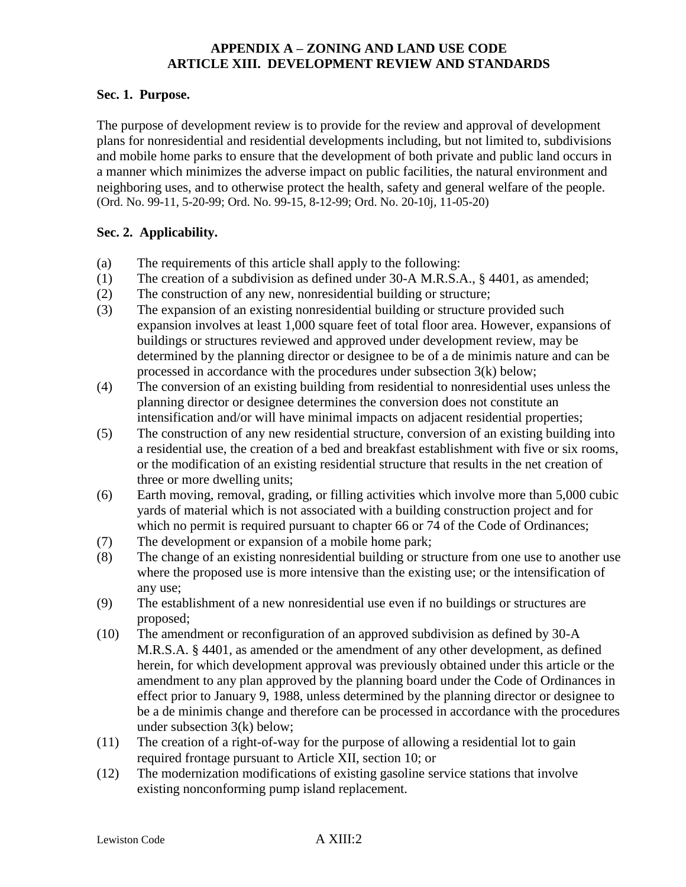# APPENDIX A – ZONING AND LAND USE CODE
## ARTICLE XIII. DEVELOPMENT REVIEW AND STANDARDS

### Sec. 1. Purpose.

The purpose of development review is to provide for the review and approval of development plans for nonresidential and residential developments including, but not limited to, subdivisions and mobile home parks to ensure that the development of both private and public land occurs in a manner which minimizes the adverse impact on public facilities, the natural environment and neighboring uses, and to otherwise protect the health, safety and general welfare of the people. (Ord. No. 99-11, 5-20-99; Ord. No. 99-15, 8-12-99; Ord. No. 20-10j, 11-05-20)

### Sec. 2. Applicability.

(a) The requirements of this article shall apply to the following:

(1) The creation of a subdivision as defined under 30-A M.R.S.A., § 4401, as amended;

(2) The construction of any new, nonresidential building or structure;

(3) The expansion of an existing nonresidential building or structure provided such expansion involves at least 1,000 square feet of total floor area. However, expansions of buildings or structures reviewed and approved under development review, may be determined by the planning director or designee to be of a de minimis nature and can be processed in accordance with the procedures under subsection 3(k) below;

(4) The conversion of an existing building from residential to nonresidential uses unless the planning director or designee determines the conversion does not constitute an intensification and/or will have minimal impacts on adjacent residential properties;

(5) The construction of any new residential structure, conversion of an existing building into a residential use, the creation of a bed and breakfast establishment with five or six rooms, or the modification of an existing residential structure that results in the net creation of three or more dwelling units;

(6) Earth moving, removal, grading, or filling activities which involve more than 5,000 cubic yards of material which is not associated with a building construction project and for which no permit is required pursuant to chapter 66 or 74 of the Code of Ordinances;

(7) The development or expansion of a mobile home park;

(8) The change of an existing nonresidential building or structure from one use to another use where the proposed use is more intensive than the existing use; or the intensification of any use;

(9) The establishment of a new nonresidential use even if no buildings or structures are proposed;

(10) The amendment or reconfiguration of an approved subdivision as defined by 30-A M.R.S.A. § 4401, as amended or the amendment of any other development, as defined herein, for which development approval was previously obtained under this article or the amendment to any plan approved by the planning board under the Code of Ordinances in effect prior to January 9, 1988, unless determined by the planning director or designee to be a de minimis change and therefore can be processed in accordance with the procedures under subsection 3(k) below;

(11) The creation of a right-of-way for the purpose of allowing a residential lot to gain required frontage pursuant to Article XII, section 10; or

(12) The modernization modifications of existing gasoline service stations that involve existing nonconforming pump island replacement.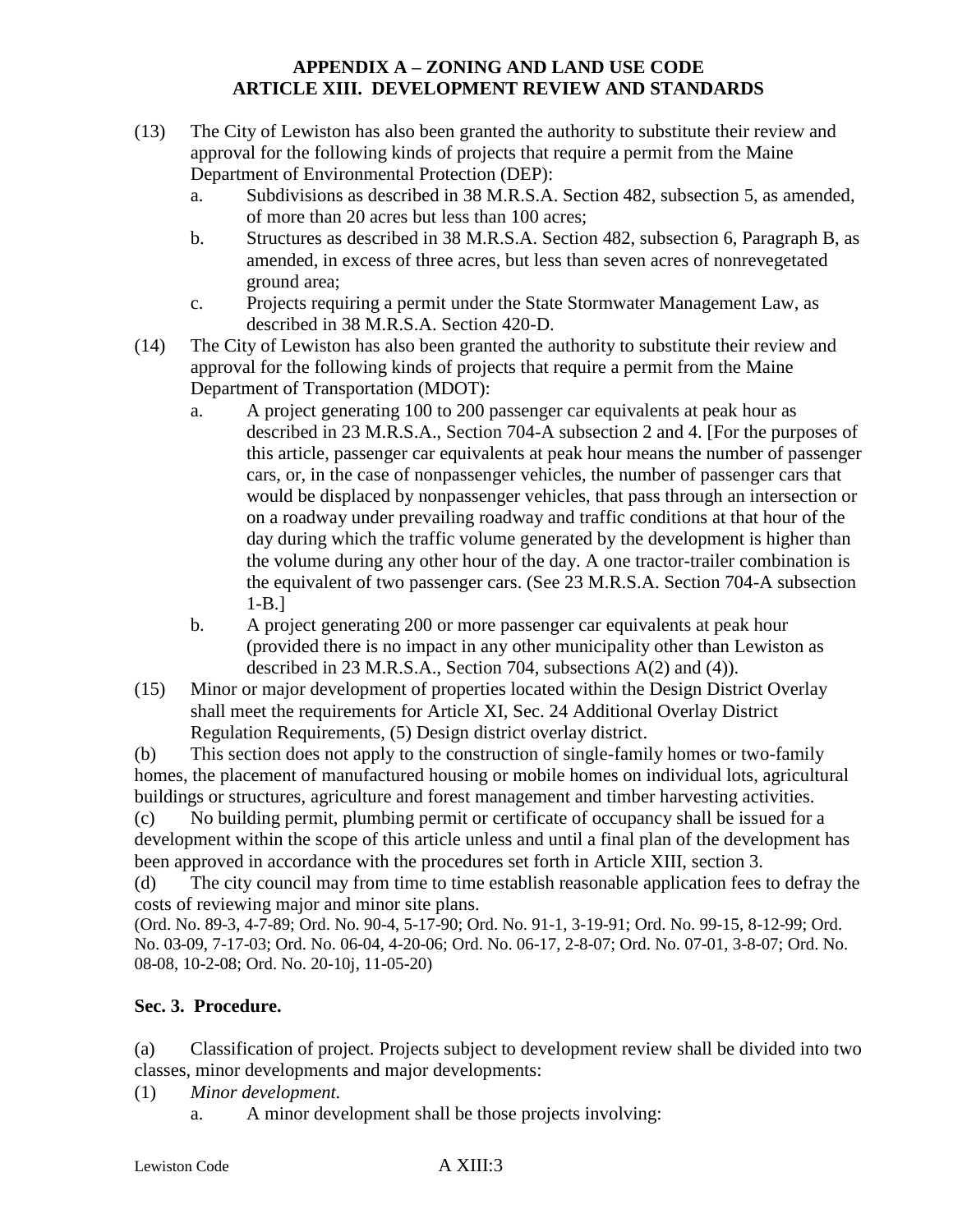(13) The City of Lewiston has also been granted the authority to substitute their review and approval for the following kinds of projects that require a permit from the Maine Department of Environmental Protection (DEP):

   a. Subdivisions as described in 38 M.R.S.A. Section 482, subsection 5, as amended, of more than 20 acres but less than 100 acres;

   b. Structures as described in 38 M.R.S.A. Section 482, subsection 6, Paragraph B, as amended, in excess of three acres, but less than seven acres of nonrevegetated ground area;

   c. Projects requiring a permit under the State Stormwater Management Law, as described in 38 M.R.S.A. Section 420-D.

(14) The City of Lewiston has also been granted the authority to substitute their review and approval for the following kinds of projects that require a permit from the Maine Department of Transportation (MDOT):

   a. A project generating 100 to 200 passenger car equivalents at peak hour as described in 23 M.R.S.A., Section 704-A subsection 2 and 4. [For the purposes of this article, passenger car equivalents at peak hour means the number of passenger cars, or, in the case of nonpassenger vehicles, the number of passenger cars that would be displaced by nonpassenger vehicles, that pass through an intersection or on a roadway under prevailing roadway and traffic conditions at that hour of the day during which the traffic volume generated by the development is higher than the volume during any other hour of the day. A one tractor-trailer combination is the equivalent of two passenger cars. (See 23 M.R.S.A. Section 704-A subsection 1-B.]

   b. A project generating 200 or more passenger car equivalents at peak hour (provided there is no impact in any other municipality other than Lewiston as described in 23 M.R.S.A., Section 704, subsections A(2) and (4)).

(15) Minor or major development of properties located within the Design District Overlay shall meet the requirements for Article XI, Sec. 24 Additional Overlay District Regulation Requirements, (5) Design district overlay district.

(b) This section does not apply to the construction of single-family homes or two-family homes, the placement of manufactured housing or mobile homes on individual lots, agricultural buildings or structures, agriculture and forest management and timber harvesting activities.

(c) No building permit, plumbing permit or certificate of occupancy shall be issued for a development within the scope of this article unless and until a final plan of the development has been approved in accordance with the procedures set forth in Article XIII, section 3.

(d) The city council may from time to time establish reasonable application fees to defray the costs of reviewing major and minor site plans.

(Ord. No. 89-3, 4-7-89; Ord. No. 90-4, 5-17-90; Ord. No. 91-1, 3-19-91; Ord. No. 99-15, 8-12-99; Ord. No. 03-09, 7-17-03; Ord. No. 06-04, 4-20-06; Ord. No. 06-17, 2-8-07; Ord. No. 07-01, 3-8-07; Ord. No. 08-08, 10-2-08; Ord. No. 20-10j, 11-05-20)

### Sec. 3. Procedure.

(a) Classification of project. Projects subject to development review shall be divided into two classes, minor developments and major developments:

(1) *Minor development.*

   a. A minor development shall be those projects involving: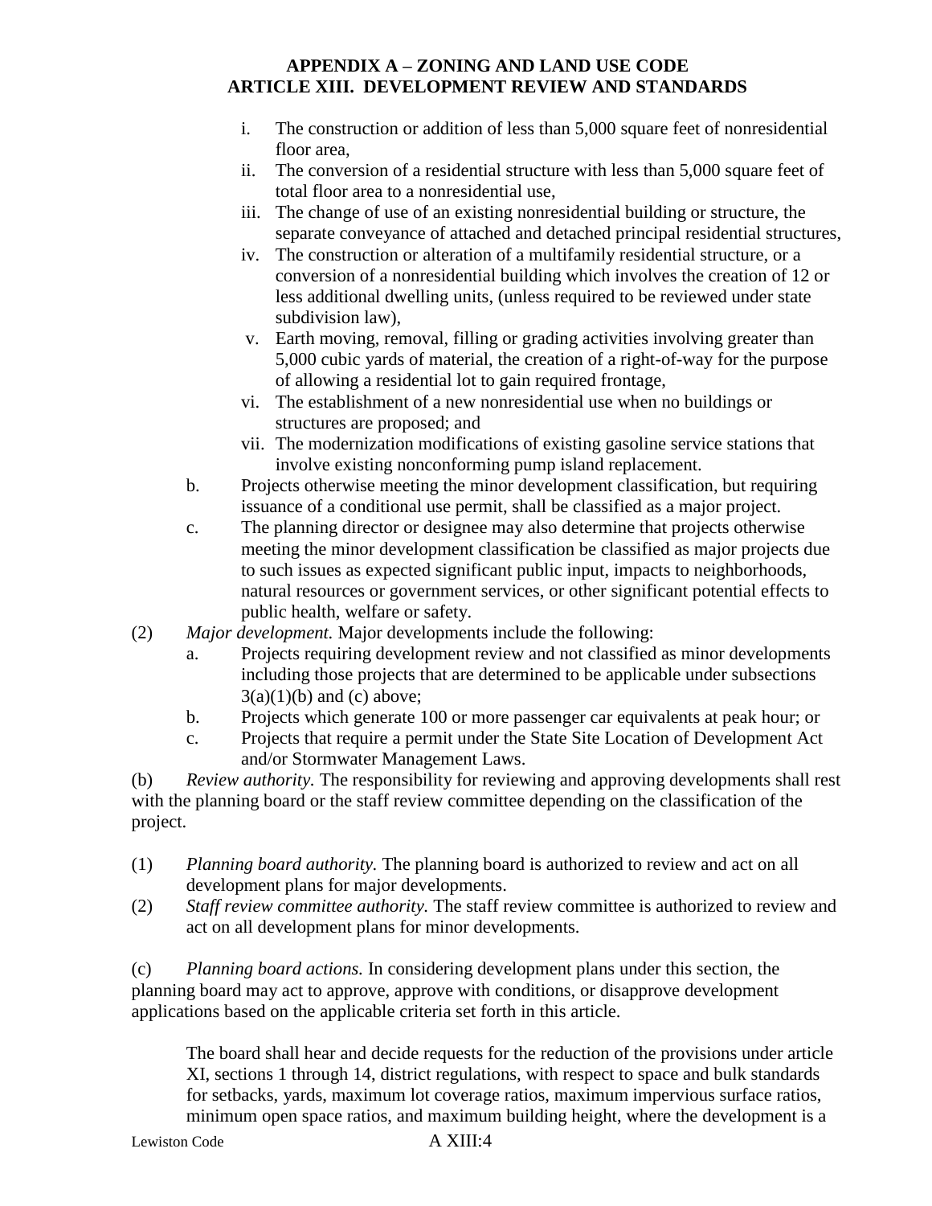i. The construction or addition of less than 5,000 square feet of nonresidential floor area,
ii. The conversion of a residential structure with less than 5,000 square feet of total floor area to a nonresidential use,
iii. The change of use of an existing nonresidential building or structure, the separate conveyance of attached and detached principal residential structures,
iv. The construction or alteration of a multifamily residential structure, or a conversion of a nonresidential building which involves the creation of 12 or less additional dwelling units, (unless required to be reviewed under state subdivision law),
v. Earth moving, removal, filling or grading activities involving greater than 5,000 cubic yards of material, the creation of a right-of-way for the purpose of allowing a residential lot to gain required frontage,
vi. The establishment of a new nonresidential use when no buildings or structures are proposed; and
vii. The modernization modifications of existing gasoline service stations that involve existing nonconforming pump island replacement.

b. Projects otherwise meeting the minor development classification, but requiring issuance of a conditional use permit, shall be classified as a major project.

c. The planning director or designee may also determine that projects otherwise meeting the minor development classification be classified as major projects due to such issues as expected significant public input, impacts to neighborhoods, natural resources or government services, or other significant potential effects to public health, welfare or safety.

(2) *Major development.* Major developments include the following:

a. Projects requiring development review and not classified as minor developments including those projects that are determined to be applicable under subsections 3(a)(1)(b) and (c) above;

b. Projects which generate 100 or more passenger car equivalents at peak hour; or

c. Projects that require a permit under the State Site Location of Development Act and/or Stormwater Management Laws.

(b) *Review authority.* The responsibility for reviewing and approving developments shall rest with the planning board or the staff review committee depending on the classification of the project.

(1) *Planning board authority.* The planning board is authorized to review and act on all development plans for major developments.

(2) *Staff review committee authority.* The staff review committee is authorized to review and act on all development plans for minor developments.

(c) *Planning board actions.* In considering development plans under this section, the planning board may act to approve, approve with conditions, or disapprove development applications based on the applicable criteria set forth in this article.

The board shall hear and decide requests for the reduction of the provisions under article XI, sections 1 through 14, district regulations, with respect to space and bulk standards for setbacks, yards, maximum lot coverage ratios, maximum impervious surface ratios, minimum open space ratios, and maximum building height, where the development is a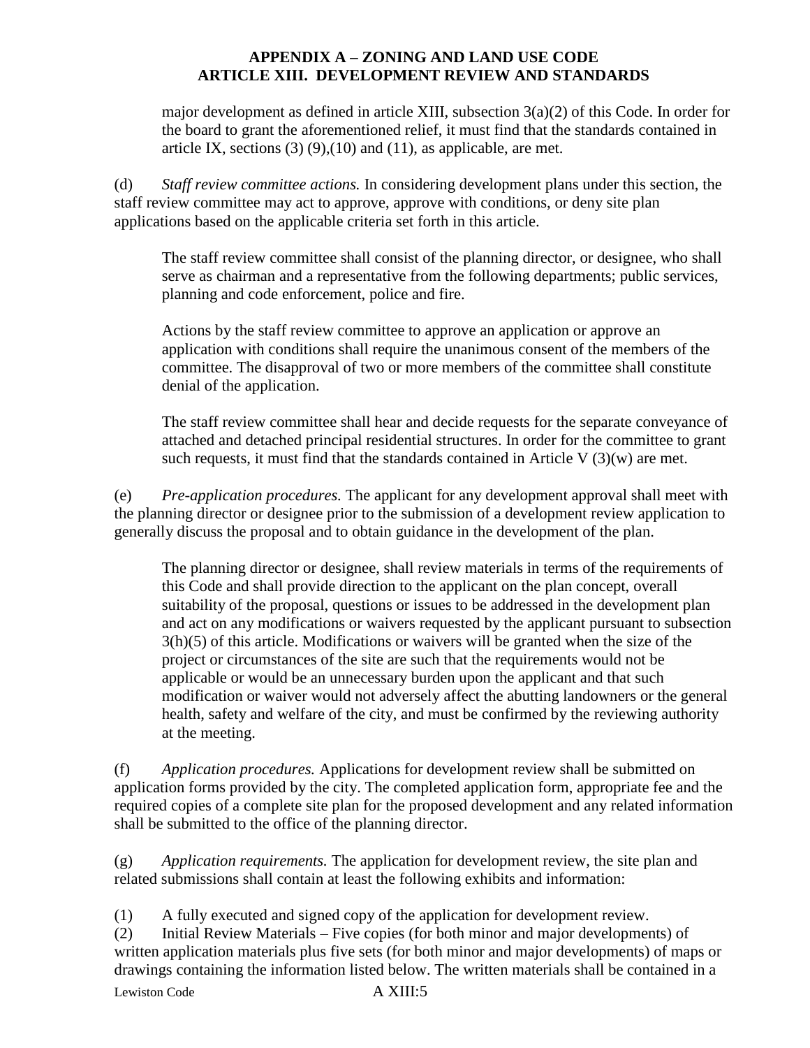major development as defined in article XIII, subsection 3(a)(2) of this Code. In order for the board to grant the aforementioned relief, it must find that the standards contained in article IX, sections (3) (9),(10) and (11), as applicable, are met.

(d) *Staff review committee actions.* In considering development plans under this section, the staff review committee may act to approve, approve with conditions, or deny site plan applications based on the applicable criteria set forth in this article.

The staff review committee shall consist of the planning director, or designee, who shall serve as chairman and a representative from the following departments; public services, planning and code enforcement, police and fire.

Actions by the staff review committee to approve an application or approve an application with conditions shall require the unanimous consent of the members of the committee. The disapproval of two or more members of the committee shall constitute denial of the application.

The staff review committee shall hear and decide requests for the separate conveyance of attached and detached principal residential structures. In order for the committee to grant such requests, it must find that the standards contained in Article V (3)(w) are met.

(e) *Pre-application procedures.* The applicant for any development approval shall meet with the planning director or designee prior to the submission of a development review application to generally discuss the proposal and to obtain guidance in the development of the plan.

The planning director or designee, shall review materials in terms of the requirements of this Code and shall provide direction to the applicant on the plan concept, overall suitability of the proposal, questions or issues to be addressed in the development plan and act on any modifications or waivers requested by the applicant pursuant to subsection 3(h)(5) of this article. Modifications or waivers will be granted when the size of the project or circumstances of the site are such that the requirements would not be applicable or would be an unnecessary burden upon the applicant and that such modification or waiver would not adversely affect the abutting landowners or the general health, safety and welfare of the city, and must be confirmed by the reviewing authority at the meeting.

(f) *Application procedures.* Applications for development review shall be submitted on application forms provided by the city. The completed application form, appropriate fee and the required copies of a complete site plan for the proposed development and any related information shall be submitted to the office of the planning director.

(g) *Application requirements.* The application for development review, the site plan and related submissions shall contain at least the following exhibits and information:

(1) A fully executed and signed copy of the application for development review.

(2) Initial Review Materials – Five copies (for both minor and major developments) of written application materials plus five sets (for both minor and major developments) of maps or drawings containing the information listed below. The written materials shall be contained in a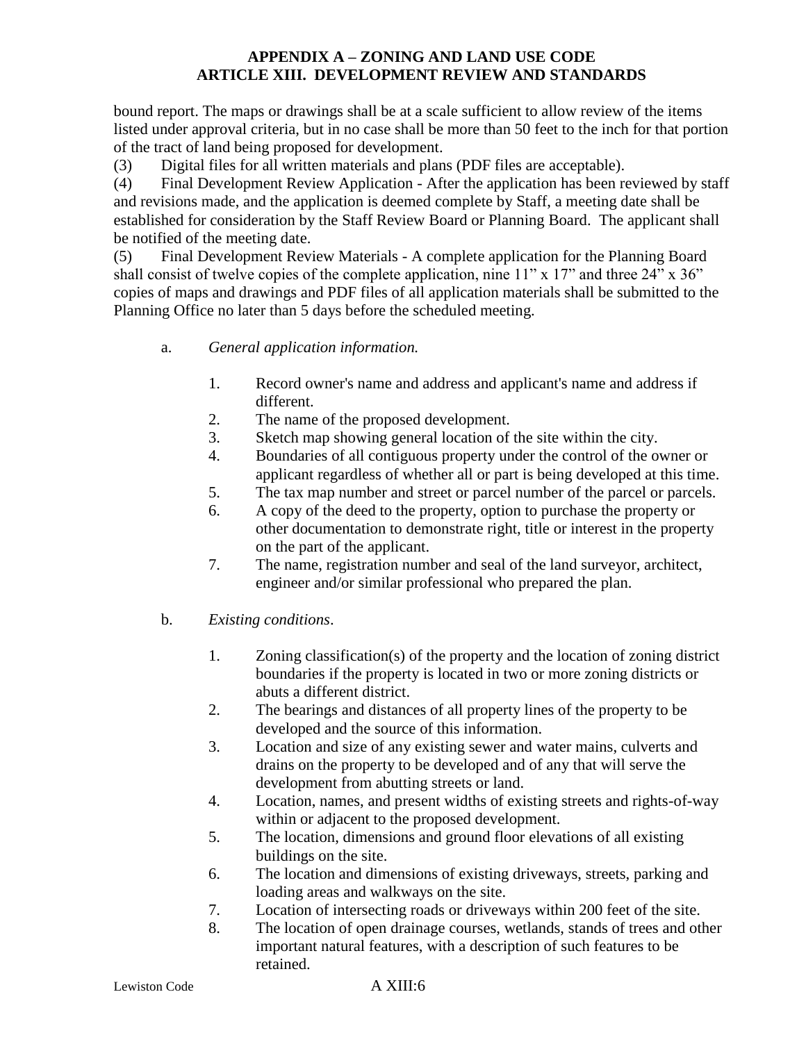bound report. The maps or drawings shall be at a scale sufficient to allow review of the items listed under approval criteria, but in no case shall be more than 50 feet to the inch for that portion of the tract of land being proposed for development.

(3) Digital files for all written materials and plans (PDF files are acceptable).

(4) Final Development Review Application - After the application has been reviewed by staff and revisions made, and the application is deemed complete by Staff, a meeting date shall be established for consideration by the Staff Review Board or Planning Board. The applicant shall be notified of the meeting date.

(5) Final Development Review Materials - A complete application for the Planning Board shall consist of twelve copies of the complete application, nine 11" x 17" and three 24" x 36" copies of maps and drawings and PDF files of all application materials shall be submitted to the Planning Office no later than 5 days before the scheduled meeting.

a. *General application information.*

1. Record owner's name and address and applicant's name and address if different.
2. The name of the proposed development.
3. Sketch map showing general location of the site within the city.
4. Boundaries of all contiguous property under the control of the owner or applicant regardless of whether all or part is being developed at this time.
5. The tax map number and street or parcel number of the parcel or parcels.
6. A copy of the deed to the property, option to purchase the property or other documentation to demonstrate right, title or interest in the property on the part of the applicant.
7. The name, registration number and seal of the land surveyor, architect, engineer and/or similar professional who prepared the plan.

b. *Existing conditions*.

1. Zoning classification(s) of the property and the location of zoning district boundaries if the property is located in two or more zoning districts or abuts a different district.
2. The bearings and distances of all property lines of the property to be developed and the source of this information.
3. Location and size of any existing sewer and water mains, culverts and drains on the property to be developed and of any that will serve the development from abutting streets or land.
4. Location, names, and present widths of existing streets and rights-of-way within or adjacent to the proposed development.
5. The location, dimensions and ground floor elevations of all existing buildings on the site.
6. The location and dimensions of existing driveways, streets, parking and loading areas and walkways on the site.
7. Location of intersecting roads or driveways within 200 feet of the site.
8. The location of open drainage courses, wetlands, stands of trees and other important natural features, with a description of such features to be retained.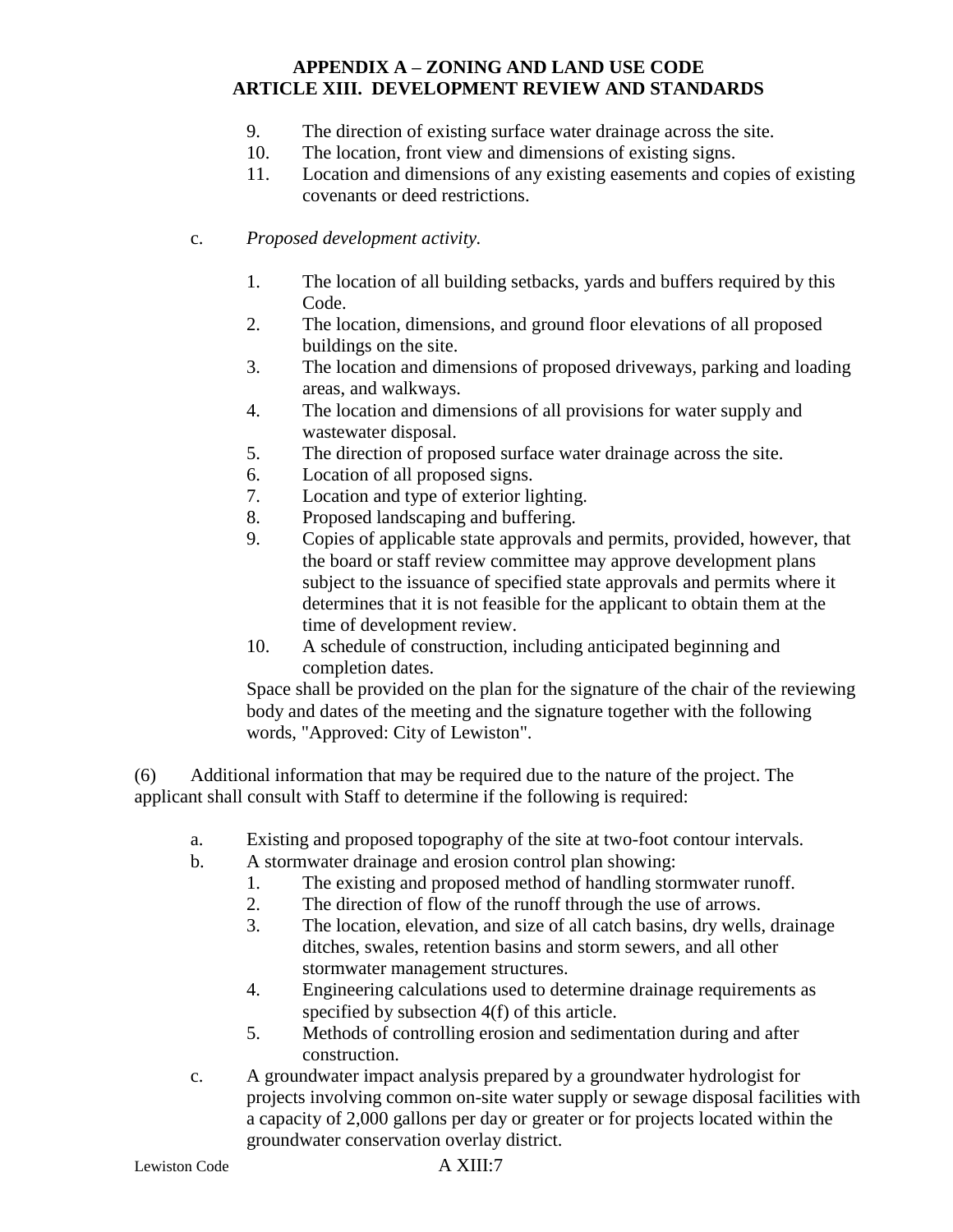9. The direction of existing surface water drainage across the site.
10. The location, front view and dimensions of existing signs.
11. Location and dimensions of any existing easements and copies of existing covenants or deed restrictions.

c. *Proposed development activity.*

1. The location of all building setbacks, yards and buffers required by this Code.
2. The location, dimensions, and ground floor elevations of all proposed buildings on the site.
3. The location and dimensions of proposed driveways, parking and loading areas, and walkways.
4. The location and dimensions of all provisions for water supply and wastewater disposal.
5. The direction of proposed surface water drainage across the site.
6. Location of all proposed signs.
7. Location and type of exterior lighting.
8. Proposed landscaping and buffering.
9. Copies of applicable state approvals and permits, provided, however, that the board or staff review committee may approve development plans subject to the issuance of specified state approvals and permits where it determines that it is not feasible for the applicant to obtain them at the time of development review.
10. A schedule of construction, including anticipated beginning and completion dates.

Space shall be provided on the plan for the signature of the chair of the reviewing body and dates of the meeting and the signature together with the following words, "Approved: City of Lewiston".

(6) Additional information that may be required due to the nature of the project. The applicant shall consult with Staff to determine if the following is required:

a. Existing and proposed topography of the site at two-foot contour intervals.

b. A stormwater drainage and erosion control plan showing:
   1. The existing and proposed method of handling stormwater runoff.
   2. The direction of flow of the runoff through the use of arrows.
   3. The location, elevation, and size of all catch basins, dry wells, drainage ditches, swales, retention basins and storm sewers, and all other stormwater management structures.
   4. Engineering calculations used to determine drainage requirements as specified by subsection 4(f) of this article.
   5. Methods of controlling erosion and sedimentation during and after construction.

c. A groundwater impact analysis prepared by a groundwater hydrologist for projects involving common on-site water supply or sewage disposal facilities with a capacity of 2,000 gallons per day or greater or for projects located within the groundwater conservation overlay district.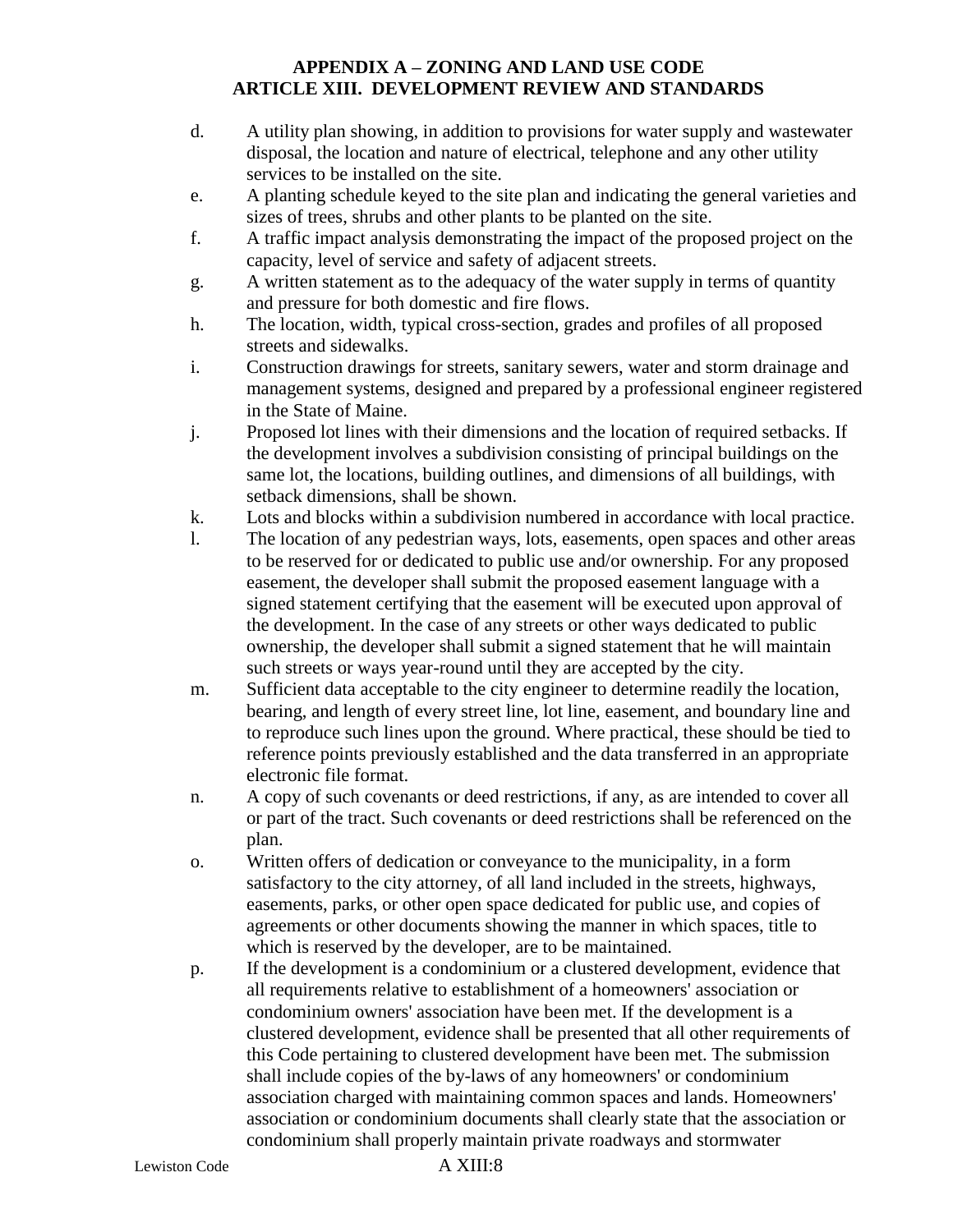d. A utility plan showing, in addition to provisions for water supply and wastewater disposal, the location and nature of electrical, telephone and any other utility services to be installed on the site.

e. A planting schedule keyed to the site plan and indicating the general varieties and sizes of trees, shrubs and other plants to be planted on the site.

f. A traffic impact analysis demonstrating the impact of the proposed project on the capacity, level of service and safety of adjacent streets.

g. A written statement as to the adequacy of the water supply in terms of quantity and pressure for both domestic and fire flows.

h. The location, width, typical cross-section, grades and profiles of all proposed streets and sidewalks.

i. Construction drawings for streets, sanitary sewers, water and storm drainage and management systems, designed and prepared by a professional engineer registered in the State of Maine.

j. Proposed lot lines with their dimensions and the location of required setbacks. If the development involves a subdivision consisting of principal buildings on the same lot, the locations, building outlines, and dimensions of all buildings, with setback dimensions, shall be shown.

k. Lots and blocks within a subdivision numbered in accordance with local practice.

l. The location of any pedestrian ways, lots, easements, open spaces and other areas to be reserved for or dedicated to public use and/or ownership. For any proposed easement, the developer shall submit the proposed easement language with a signed statement certifying that the easement will be executed upon approval of the development. In the case of any streets or other ways dedicated to public ownership, the developer shall submit a signed statement that he will maintain such streets or ways year-round until they are accepted by the city.

m. Sufficient data acceptable to the city engineer to determine readily the location, bearing, and length of every street line, lot line, easement, and boundary line and to reproduce such lines upon the ground. Where practical, these should be tied to reference points previously established and the data transferred in an appropriate electronic file format.

n. A copy of such covenants or deed restrictions, if any, as are intended to cover all or part of the tract. Such covenants or deed restrictions shall be referenced on the plan.

o. Written offers of dedication or conveyance to the municipality, in a form satisfactory to the city attorney, of all land included in the streets, highways, easements, parks, or other open space dedicated for public use, and copies of agreements or other documents showing the manner in which spaces, title to which is reserved by the developer, are to be maintained.

p. If the development is a condominium or a clustered development, evidence that all requirements relative to establishment of a homeowners' association or condominium owners' association have been met. If the development is a clustered development, evidence shall be presented that all other requirements of this Code pertaining to clustered development have been met. The submission shall include copies of the by-laws of any homeowners' or condominium association charged with maintaining common spaces and lands. Homeowners' association or condominium documents shall clearly state that the association or condominium shall properly maintain private roadways and stormwater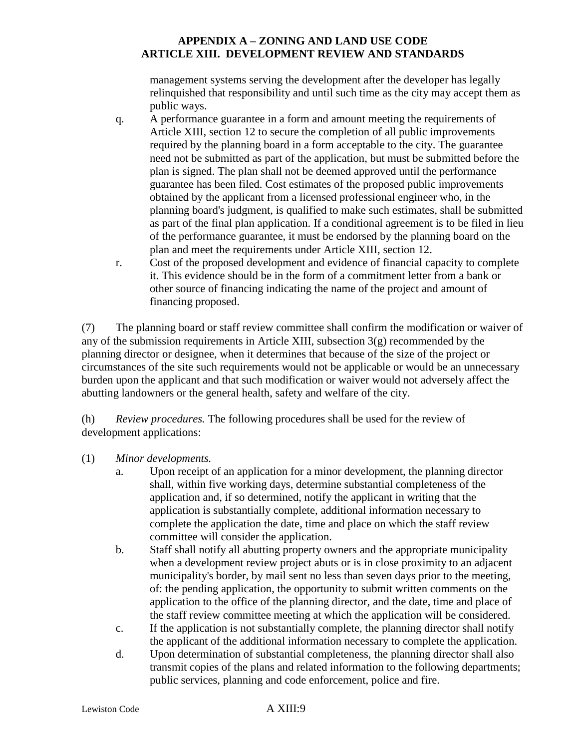management systems serving the development after the developer has legally relinquished that responsibility and until such time as the city may accept them as public ways.

q. A performance guarantee in a form and amount meeting the requirements of Article XIII, section 12 to secure the completion of all public improvements required by the planning board in a form acceptable to the city. The guarantee need not be submitted as part of the application, but must be submitted before the plan is signed. The plan shall not be deemed approved until the performance guarantee has been filed. Cost estimates of the proposed public improvements obtained by the applicant from a licensed professional engineer who, in the planning board's judgment, is qualified to make such estimates, shall be submitted as part of the final plan application. If a conditional agreement is to be filed in lieu of the performance guarantee, it must be endorsed by the planning board on the plan and meet the requirements under Article XIII, section 12.

r. Cost of the proposed development and evidence of financial capacity to complete it. This evidence should be in the form of a commitment letter from a bank or other source of financing indicating the name of the project and amount of financing proposed.

(7) The planning board or staff review committee shall confirm the modification or waiver of any of the submission requirements in Article XIII, subsection 3(g) recommended by the planning director or designee, when it determines that because of the size of the project or circumstances of the site such requirements would not be applicable or would be an unnecessary burden upon the applicant and that such modification or waiver would not adversely affect the abutting landowners or the general health, safety and welfare of the city.

(h) *Review procedures.* The following procedures shall be used for the review of development applications:

(1) *Minor developments.*

a. Upon receipt of an application for a minor development, the planning director shall, within five working days, determine substantial completeness of the application and, if so determined, notify the applicant in writing that the application is substantially complete, additional information necessary to complete the application the date, time and place on which the staff review committee will consider the application.

b. Staff shall notify all abutting property owners and the appropriate municipality when a development review project abuts or is in close proximity to an adjacent municipality's border, by mail sent no less than seven days prior to the meeting, of: the pending application, the opportunity to submit written comments on the application to the office of the planning director, and the date, time and place of the staff review committee meeting at which the application will be considered.

c. If the application is not substantially complete, the planning director shall notify the applicant of the additional information necessary to complete the application.

d. Upon determination of substantial completeness, the planning director shall also transmit copies of the plans and related information to the following departments; public services, planning and code enforcement, police and fire.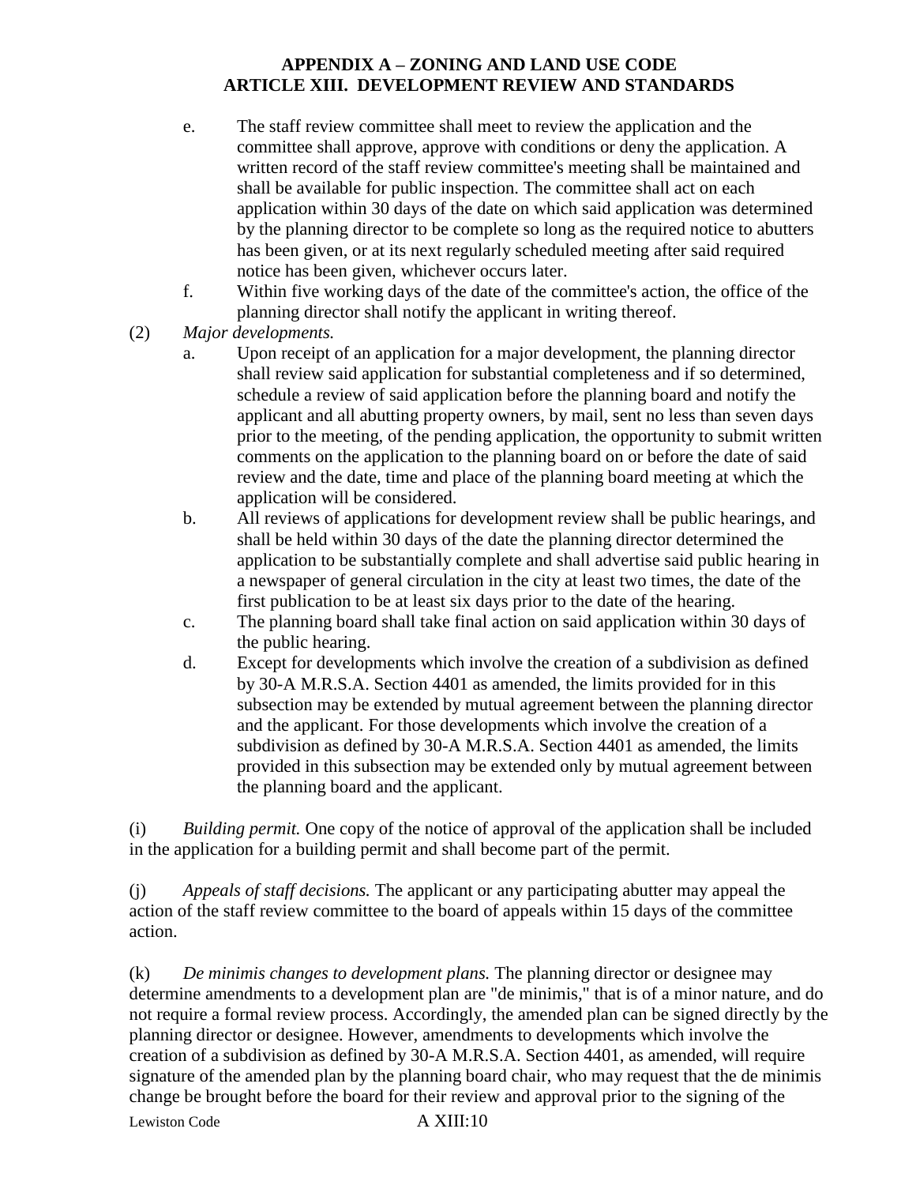e. The staff review committee shall meet to review the application and the committee shall approve, approve with conditions or deny the application. A written record of the staff review committee's meeting shall be maintained and shall be available for public inspection. The committee shall act on each application within 30 days of the date on which said application was determined by the planning director to be complete so long as the required notice to abutters has been given, or at its next regularly scheduled meeting after said required notice has been given, whichever occurs later.

f. Within five working days of the date of the committee's action, the office of the planning director shall notify the applicant in writing thereof.

(2) *Major developments.*

a. Upon receipt of an application for a major development, the planning director shall review said application for substantial completeness and if so determined, schedule a review of said application before the planning board and notify the applicant and all abutting property owners, by mail, sent no less than seven days prior to the meeting, of the pending application, the opportunity to submit written comments on the application to the planning board on or before the date of said review and the date, time and place of the planning board meeting at which the application will be considered.

b. All reviews of applications for development review shall be public hearings, and shall be held within 30 days of the date the planning director determined the application to be substantially complete and shall advertise said public hearing in a newspaper of general circulation in the city at least two times, the date of the first publication to be at least six days prior to the date of the hearing.

c. The planning board shall take final action on said application within 30 days of the public hearing.

d. Except for developments which involve the creation of a subdivision as defined by 30-A M.R.S.A. Section 4401 as amended, the limits provided for in this subsection may be extended by mutual agreement between the planning director and the applicant. For those developments which involve the creation of a subdivision as defined by 30-A M.R.S.A. Section 4401 as amended, the limits provided in this subsection may be extended only by mutual agreement between the planning board and the applicant.

(i) *Building permit.* One copy of the notice of approval of the application shall be included in the application for a building permit and shall become part of the permit.

(j) *Appeals of staff decisions.* The applicant or any participating abutter may appeal the action of the staff review committee to the board of appeals within 15 days of the committee action.

(k) *De minimis changes to development plans.* The planning director or designee may determine amendments to a development plan are "de minimis," that is of a minor nature, and do not require a formal review process. Accordingly, the amended plan can be signed directly by the planning director or designee. However, amendments to developments which involve the creation of a subdivision as defined by 30-A M.R.S.A. Section 4401, as amended, will require signature of the amended plan by the planning board chair, who may request that the de minimis change be brought before the board for their review and approval prior to the signing of the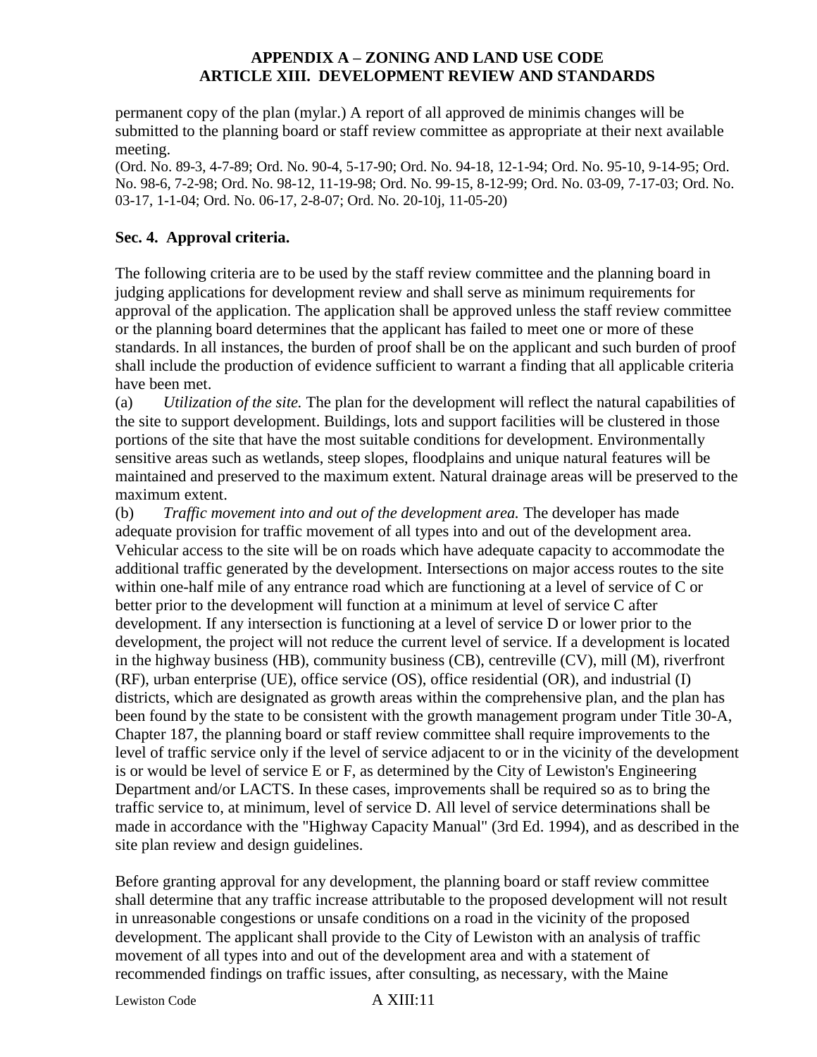permanent copy of the plan (mylar.) A report of all approved de minimis changes will be submitted to the planning board or staff review committee as appropriate at their next available meeting.

(Ord. No. 89-3, 4-7-89; Ord. No. 90-4, 5-17-90; Ord. No. 94-18, 12-1-94; Ord. No. 95-10, 9-14-95; Ord. No. 98-6, 7-2-98; Ord. No. 98-12, 11-19-98; Ord. No. 99-15, 8-12-99; Ord. No. 03-09, 7-17-03; Ord. No. 03-17, 1-1-04; Ord. No. 06-17, 2-8-07; Ord. No. 20-10j, 11-05-20)

### Sec. 4. Approval criteria.

The following criteria are to be used by the staff review committee and the planning board in judging applications for development review and shall serve as minimum requirements for approval of the application. The application shall be approved unless the staff review committee or the planning board determines that the applicant has failed to meet one or more of these standards. In all instances, the burden of proof shall be on the applicant and such burden of proof shall include the production of evidence sufficient to warrant a finding that all applicable criteria have been met.

(a) *Utilization of the site.* The plan for the development will reflect the natural capabilities of the site to support development. Buildings, lots and support facilities will be clustered in those portions of the site that have the most suitable conditions for development. Environmentally sensitive areas such as wetlands, steep slopes, floodplains and unique natural features will be maintained and preserved to the maximum extent. Natural drainage areas will be preserved to the maximum extent.

(b) *Traffic movement into and out of the development area.* The developer has made adequate provision for traffic movement of all types into and out of the development area. Vehicular access to the site will be on roads which have adequate capacity to accommodate the additional traffic generated by the development. Intersections on major access routes to the site within one-half mile of any entrance road which are functioning at a level of service of C or better prior to the development will function at a minimum at level of service C after development. If any intersection is functioning at a level of service D or lower prior to the development, the project will not reduce the current level of service. If a development is located in the highway business (HB), community business (CB), centreville (CV), mill (M), riverfront (RF), urban enterprise (UE), office service (OS), office residential (OR), and industrial (I) districts, which are designated as growth areas within the comprehensive plan, and the plan has been found by the state to be consistent with the growth management program under Title 30-A, Chapter 187, the planning board or staff review committee shall require improvements to the level of traffic service only if the level of service adjacent to or in the vicinity of the development is or would be level of service E or F, as determined by the City of Lewiston's Engineering Department and/or LACTS. In these cases, improvements shall be required so as to bring the traffic service to, at minimum, level of service D. All level of service determinations shall be made in accordance with the "Highway Capacity Manual" (3rd Ed. 1994), and as described in the site plan review and design guidelines.

Before granting approval for any development, the planning board or staff review committee shall determine that any traffic increase attributable to the proposed development will not result in unreasonable congestions or unsafe conditions on a road in the vicinity of the proposed development. The applicant shall provide to the City of Lewiston with an analysis of traffic movement of all types into and out of the development area and with a statement of recommended findings on traffic issues, after consulting, as necessary, with the Maine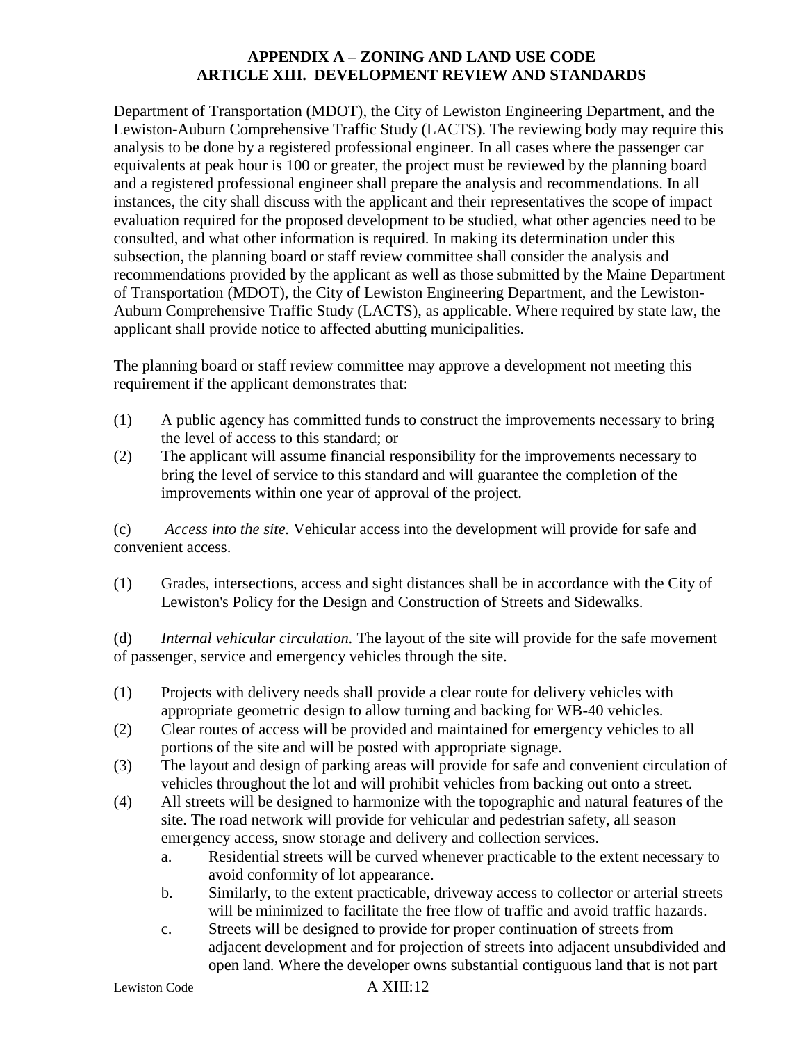Department of Transportation (MDOT), the City of Lewiston Engineering Department, and the Lewiston-Auburn Comprehensive Traffic Study (LACTS). The reviewing body may require this analysis to be done by a registered professional engineer. In all cases where the passenger car equivalents at peak hour is 100 or greater, the project must be reviewed by the planning board and a registered professional engineer shall prepare the analysis and recommendations. In all instances, the city shall discuss with the applicant and their representatives the scope of impact evaluation required for the proposed development to be studied, what other agencies need to be consulted, and what other information is required. In making its determination under this subsection, the planning board or staff review committee shall consider the analysis and recommendations provided by the applicant as well as those submitted by the Maine Department of Transportation (MDOT), the City of Lewiston Engineering Department, and the Lewiston-Auburn Comprehensive Traffic Study (LACTS), as applicable. Where required by state law, the applicant shall provide notice to affected abutting municipalities.

The planning board or staff review committee may approve a development not meeting this requirement if the applicant demonstrates that:

(1) A public agency has committed funds to construct the improvements necessary to bring the level of access to this standard; or

(2) The applicant will assume financial responsibility for the improvements necessary to bring the level of service to this standard and will guarantee the completion of the improvements within one year of approval of the project.

(c) *Access into the site.* Vehicular access into the development will provide for safe and convenient access.

(1) Grades, intersections, access and sight distances shall be in accordance with the City of Lewiston's Policy for the Design and Construction of Streets and Sidewalks.

(d) *Internal vehicular circulation.* The layout of the site will provide for the safe movement of passenger, service and emergency vehicles through the site.

(1) Projects with delivery needs shall provide a clear route for delivery vehicles with appropriate geometric design to allow turning and backing for WB-40 vehicles.

(2) Clear routes of access will be provided and maintained for emergency vehicles to all portions of the site and will be posted with appropriate signage.

(3) The layout and design of parking areas will provide for safe and convenient circulation of vehicles throughout the lot and will prohibit vehicles from backing out onto a street.

(4) All streets will be designed to harmonize with the topographic and natural features of the site. The road network will provide for vehicular and pedestrian safety, all season emergency access, snow storage and delivery and collection services.

   a. Residential streets will be curved whenever practicable to the extent necessary to avoid conformity of lot appearance.

   b. Similarly, to the extent practicable, driveway access to collector or arterial streets will be minimized to facilitate the free flow of traffic and avoid traffic hazards.

   c. Streets will be designed to provide for proper continuation of streets from adjacent development and for projection of streets into adjacent unsubdivided and open land. Where the developer owns substantial contiguous land that is not part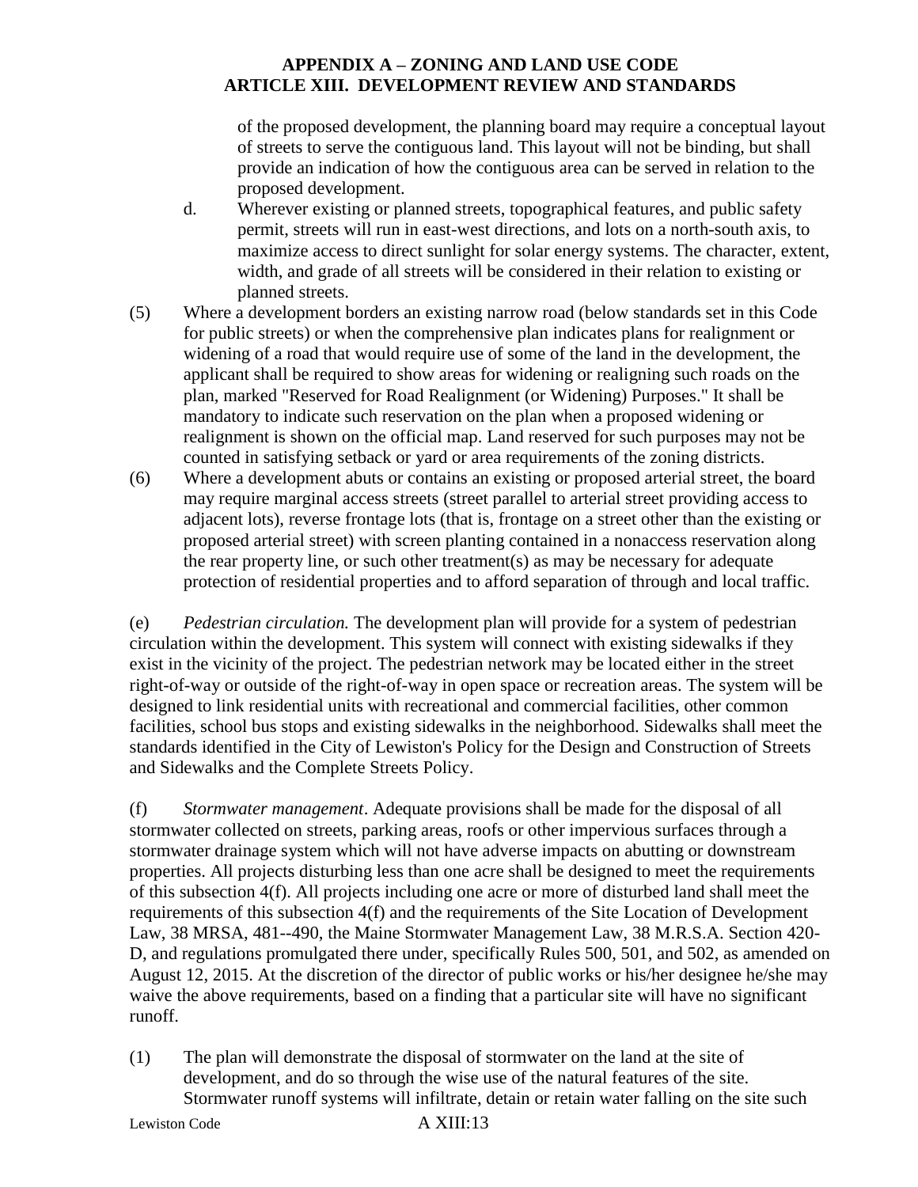of the proposed development, the planning board may require a conceptual layout of streets to serve the contiguous land. This layout will not be binding, but shall provide an indication of how the contiguous area can be served in relation to the proposed development.

d. Wherever existing or planned streets, topographical features, and public safety permit, streets will run in east-west directions, and lots on a north-south axis, to maximize access to direct sunlight for solar energy systems. The character, extent, width, and grade of all streets will be considered in their relation to existing or planned streets.

(5) Where a development borders an existing narrow road (below standards set in this Code for public streets) or when the comprehensive plan indicates plans for realignment or widening of a road that would require use of some of the land in the development, the applicant shall be required to show areas for widening or realigning such roads on the plan, marked "Reserved for Road Realignment (or Widening) Purposes." It shall be mandatory to indicate such reservation on the plan when a proposed widening or realignment is shown on the official map. Land reserved for such purposes may not be counted in satisfying setback or yard or area requirements of the zoning districts.

(6) Where a development abuts or contains an existing or proposed arterial street, the board may require marginal access streets (street parallel to arterial street providing access to adjacent lots), reverse frontage lots (that is, frontage on a street other than the existing or proposed arterial street) with screen planting contained in a nonaccess reservation along the rear property line, or such other treatment(s) as may be necessary for adequate protection of residential properties and to afford separation of through and local traffic.

(e) *Pedestrian circulation.* The development plan will provide for a system of pedestrian circulation within the development. This system will connect with existing sidewalks if they exist in the vicinity of the project. The pedestrian network may be located either in the street right-of-way or outside of the right-of-way in open space or recreation areas. The system will be designed to link residential units with recreational and commercial facilities, other common facilities, school bus stops and existing sidewalks in the neighborhood. Sidewalks shall meet the standards identified in the City of Lewiston's Policy for the Design and Construction of Streets and Sidewalks and the Complete Streets Policy.

(f) *Stormwater management*. Adequate provisions shall be made for the disposal of all stormwater collected on streets, parking areas, roofs or other impervious surfaces through a stormwater drainage system which will not have adverse impacts on abutting or downstream properties. All projects disturbing less than one acre shall be designed to meet the requirements of this subsection 4(f). All projects including one acre or more of disturbed land shall meet the requirements of this subsection 4(f) and the requirements of the Site Location of Development Law, 38 MRSA, 481--490, the Maine Stormwater Management Law, 38 M.R.S.A. Section 420-D, and regulations promulgated there under, specifically Rules 500, 501, and 502, as amended on August 12, 2015. At the discretion of the director of public works or his/her designee he/she may waive the above requirements, based on a finding that a particular site will have no significant runoff.

(1) The plan will demonstrate the disposal of stormwater on the land at the site of development, and do so through the wise use of the natural features of the site. Stormwater runoff systems will infiltrate, detain or retain water falling on the site such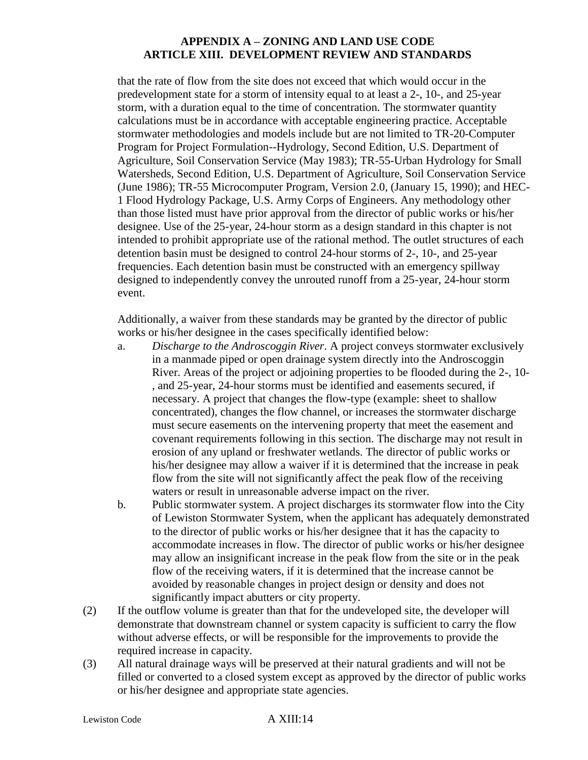that the rate of flow from the site does not exceed that which would occur in the predevelopment state for a storm of intensity equal to at least a 2-, 10-, and 25-year storm, with a duration equal to the time of concentration. The stormwater quantity calculations must be in accordance with acceptable engineering practice. Acceptable stormwater methodologies and models include but are not limited to TR-20-Computer Program for Project Formulation--Hydrology, Second Edition, U.S. Department of Agriculture, Soil Conservation Service (May 1983); TR-55-Urban Hydrology for Small Watersheds, Second Edition, U.S. Department of Agriculture, Soil Conservation Service (June 1986); TR-55 Microcomputer Program, Version 2.0, (January 15, 1990); and HEC-1 Flood Hydrology Package, U.S. Army Corps of Engineers. Any methodology other than those listed must have prior approval from the director of public works or his/her designee. Use of the 25-year, 24-hour storm as a design standard in this chapter is not intended to prohibit appropriate use of the rational method. The outlet structures of each detention basin must be designed to control 24-hour storms of 2-, 10-, and 25-year frequencies. Each detention basin must be constructed with an emergency spillway designed to independently convey the unrouted runoff from a 25-year, 24-hour storm event.

Additionally, a waiver from these standards may be granted by the director of public works or his/her designee in the cases specifically identified below:

a. *Discharge to the Androscoggin River*. A project conveys stormwater exclusively in a manmade piped or open drainage system directly into the Androscoggin River. Areas of the project or adjoining properties to be flooded during the 2-, 10-, and 25-year, 24-hour storms must be identified and easements secured, if necessary. A project that changes the flow-type (example: sheet to shallow concentrated), changes the flow channel, or increases the stormwater discharge must secure easements on the intervening property that meet the easement and covenant requirements following in this section. The discharge may not result in erosion of any upland or freshwater wetlands. The director of public works or his/her designee may allow a waiver if it is determined that the increase in peak flow from the site will not significantly affect the peak flow of the receiving waters or result in unreasonable adverse impact on the river.

b. Public stormwater system. A project discharges its stormwater flow into the City of Lewiston Stormwater System, when the applicant has adequately demonstrated to the director of public works or his/her designee that it has the capacity to accommodate increases in flow. The director of public works or his/her designee may allow an insignificant increase in the peak flow from the site or in the peak flow of the receiving waters, if it is determined that the increase cannot be avoided by reasonable changes in project design or density and does not significantly impact abutters or city property.

(2) If the outflow volume is greater than that for the undeveloped site, the developer will demonstrate that downstream channel or system capacity is sufficient to carry the flow without adverse effects, or will be responsible for the improvements to provide the required increase in capacity.

(3) All natural drainage ways will be preserved at their natural gradients and will not be filled or converted to a closed system except as approved by the director of public works or his/her designee and appropriate state agencies.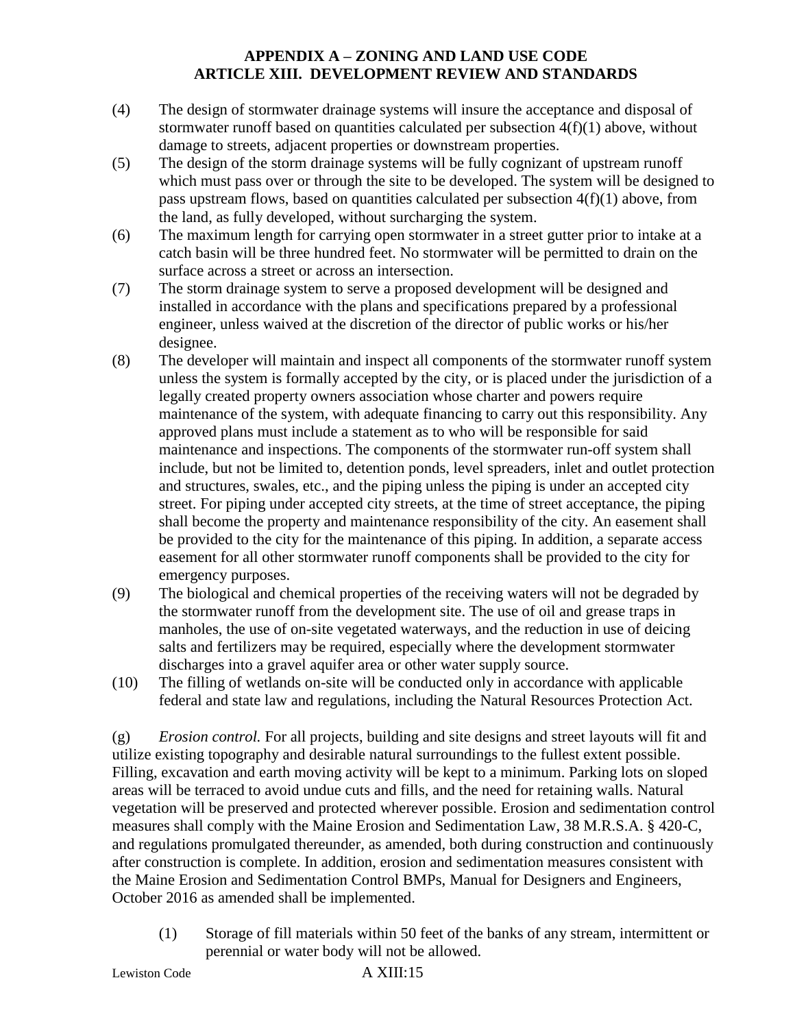(4) The design of stormwater drainage systems will insure the acceptance and disposal of stormwater runoff based on quantities calculated per subsection 4(f)(1) above, without damage to streets, adjacent properties or downstream properties.

(5) The design of the storm drainage systems will be fully cognizant of upstream runoff which must pass over or through the site to be developed. The system will be designed to pass upstream flows, based on quantities calculated per subsection 4(f)(1) above, from the land, as fully developed, without surcharging the system.

(6) The maximum length for carrying open stormwater in a street gutter prior to intake at a catch basin will be three hundred feet. No stormwater will be permitted to drain on the surface across a street or across an intersection.

(7) The storm drainage system to serve a proposed development will be designed and installed in accordance with the plans and specifications prepared by a professional engineer, unless waived at the discretion of the director of public works or his/her designee.

(8) The developer will maintain and inspect all components of the stormwater runoff system unless the system is formally accepted by the city, or is placed under the jurisdiction of a legally created property owners association whose charter and powers require maintenance of the system, with adequate financing to carry out this responsibility. Any approved plans must include a statement as to who will be responsible for said maintenance and inspections. The components of the stormwater run-off system shall include, but not be limited to, detention ponds, level spreaders, inlet and outlet protection and structures, swales, etc., and the piping unless the piping is under an accepted city street. For piping under accepted city streets, at the time of street acceptance, the piping shall become the property and maintenance responsibility of the city. An easement shall be provided to the city for the maintenance of this piping. In addition, a separate access easement for all other stormwater runoff components shall be provided to the city for emergency purposes.

(9) The biological and chemical properties of the receiving waters will not be degraded by the stormwater runoff from the development site. The use of oil and grease traps in manholes, the use of on-site vegetated waterways, and the reduction in use of deicing salts and fertilizers may be required, especially where the development stormwater discharges into a gravel aquifer area or other water supply source.

(10) The filling of wetlands on-site will be conducted only in accordance with applicable federal and state law and regulations, including the Natural Resources Protection Act.

(g) *Erosion control.* For all projects, building and site designs and street layouts will fit and utilize existing topography and desirable natural surroundings to the fullest extent possible. Filling, excavation and earth moving activity will be kept to a minimum. Parking lots on sloped areas will be terraced to avoid undue cuts and fills, and the need for retaining walls. Natural vegetation will be preserved and protected wherever possible. Erosion and sedimentation control measures shall comply with the Maine Erosion and Sedimentation Law, 38 M.R.S.A. § 420-C, and regulations promulgated thereunder, as amended, both during construction and continuously after construction is complete. In addition, erosion and sedimentation measures consistent with the Maine Erosion and Sedimentation Control BMPs, Manual for Designers and Engineers, October 2016 as amended shall be implemented.

(1) Storage of fill materials within 50 feet of the banks of any stream, intermittent or perennial or water body will not be allowed.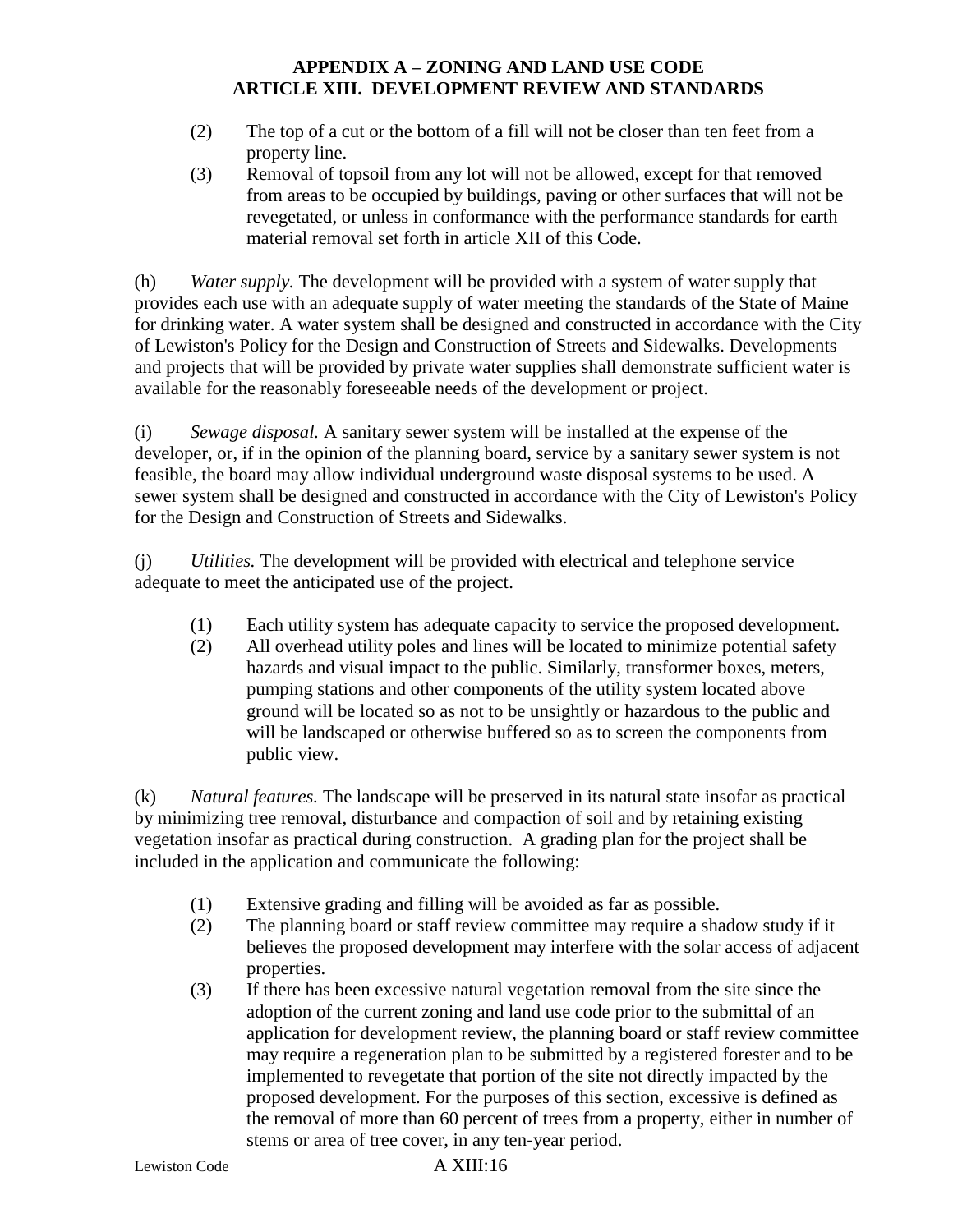(2) The top of a cut or the bottom of a fill will not be closer than ten feet from a property line.

(3) Removal of topsoil from any lot will not be allowed, except for that removed from areas to be occupied by buildings, paving or other surfaces that will not be revegetated, or unless in conformance with the performance standards for earth material removal set forth in article XII of this Code.

(h) *Water supply.* The development will be provided with a system of water supply that provides each use with an adequate supply of water meeting the standards of the State of Maine for drinking water. A water system shall be designed and constructed in accordance with the City of Lewiston's Policy for the Design and Construction of Streets and Sidewalks. Developments and projects that will be provided by private water supplies shall demonstrate sufficient water is available for the reasonably foreseeable needs of the development or project.

(i) *Sewage disposal.* A sanitary sewer system will be installed at the expense of the developer, or, if in the opinion of the planning board, service by a sanitary sewer system is not feasible, the board may allow individual underground waste disposal systems to be used. A sewer system shall be designed and constructed in accordance with the City of Lewiston's Policy for the Design and Construction of Streets and Sidewalks.

(j) *Utilities.* The development will be provided with electrical and telephone service adequate to meet the anticipated use of the project.

(1) Each utility system has adequate capacity to service the proposed development.

(2) All overhead utility poles and lines will be located to minimize potential safety hazards and visual impact to the public. Similarly, transformer boxes, meters, pumping stations and other components of the utility system located above ground will be located so as not to be unsightly or hazardous to the public and will be landscaped or otherwise buffered so as to screen the components from public view.

(k) *Natural features.* The landscape will be preserved in its natural state insofar as practical by minimizing tree removal, disturbance and compaction of soil and by retaining existing vegetation insofar as practical during construction. A grading plan for the project shall be included in the application and communicate the following:

(1) Extensive grading and filling will be avoided as far as possible.

(2) The planning board or staff review committee may require a shadow study if it believes the proposed development may interfere with the solar access of adjacent properties.

(3) If there has been excessive natural vegetation removal from the site since the adoption of the current zoning and land use code prior to the submittal of an application for development review, the planning board or staff review committee may require a regeneration plan to be submitted by a registered forester and to be implemented to revegetate that portion of the site not directly impacted by the proposed development. For the purposes of this section, excessive is defined as the removal of more than 60 percent of trees from a property, either in number of stems or area of tree cover, in any ten-year period.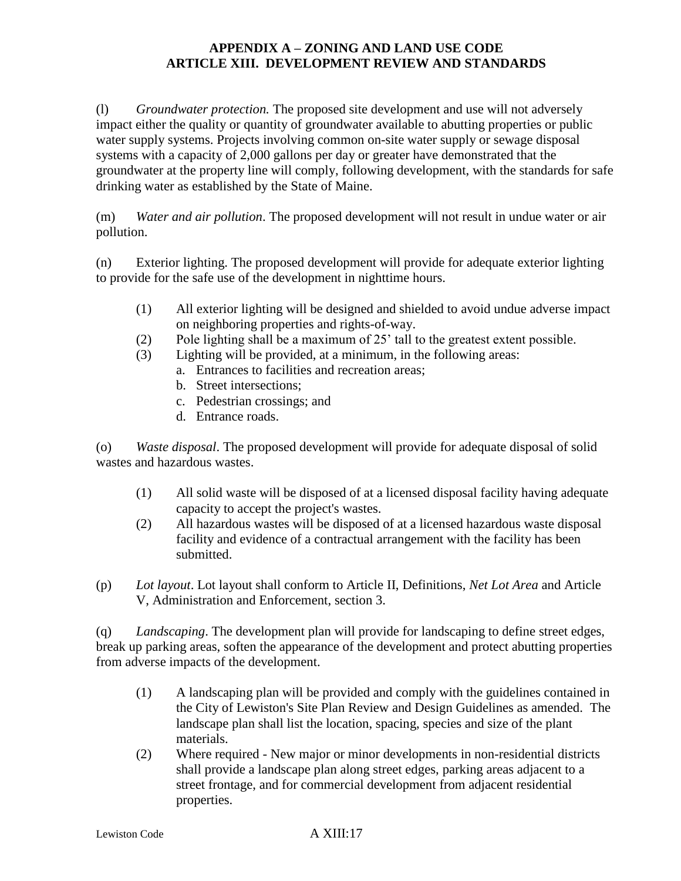(l) *Groundwater protection.* The proposed site development and use will not adversely impact either the quality or quantity of groundwater available to abutting properties or public water supply systems. Projects involving common on-site water supply or sewage disposal systems with a capacity of 2,000 gallons per day or greater have demonstrated that the groundwater at the property line will comply, following development, with the standards for safe drinking water as established by the State of Maine.

(m) *Water and air pollution*. The proposed development will not result in undue water or air pollution.

(n) Exterior lighting. The proposed development will provide for adequate exterior lighting to provide for the safe use of the development in nighttime hours.

- (1) All exterior lighting will be designed and shielded to avoid undue adverse impact on neighboring properties and rights-of-way.
- (2) Pole lighting shall be a maximum of 25' tall to the greatest extent possible.
- (3) Lighting will be provided, at a minimum, in the following areas:
  - a. Entrances to facilities and recreation areas;
  - b. Street intersections;
  - c. Pedestrian crossings; and
  - d. Entrance roads.

(o) *Waste disposal*. The proposed development will provide for adequate disposal of solid wastes and hazardous wastes.

- (1) All solid waste will be disposed of at a licensed disposal facility having adequate capacity to accept the project's wastes.
- (2) All hazardous wastes will be disposed of at a licensed hazardous waste disposal facility and evidence of a contractual arrangement with the facility has been submitted.

(p) *Lot layout*. Lot layout shall conform to Article II, Definitions, *Net Lot Area* and Article V, Administration and Enforcement, section 3.

(q) *Landscaping*. The development plan will provide for landscaping to define street edges, break up parking areas, soften the appearance of the development and protect abutting properties from adverse impacts of the development.

- (1) A landscaping plan will be provided and comply with the guidelines contained in the City of Lewiston's Site Plan Review and Design Guidelines as amended. The landscape plan shall list the location, spacing, species and size of the plant materials.
- (2) Where required - New major or minor developments in non-residential districts shall provide a landscape plan along street edges, parking areas adjacent to a street frontage, and for commercial development from adjacent residential properties.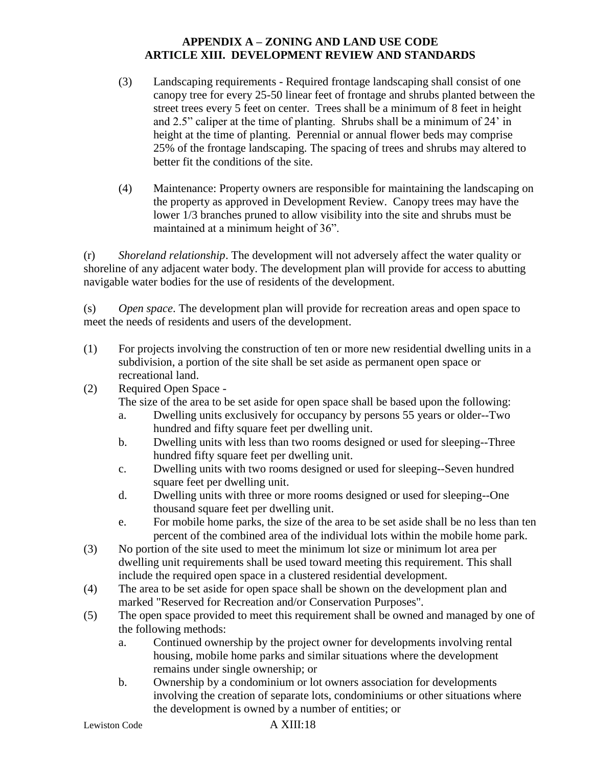(3) Landscaping requirements - Required frontage landscaping shall consist of one canopy tree for every 25-50 linear feet of frontage and shrubs planted between the street trees every 5 feet on center. Trees shall be a minimum of 8 feet in height and 2.5" caliper at the time of planting. Shrubs shall be a minimum of 24' in height at the time of planting. Perennial or annual flower beds may comprise 25% of the frontage landscaping. The spacing of trees and shrubs may altered to better fit the conditions of the site.

(4) Maintenance: Property owners are responsible for maintaining the landscaping on the property as approved in Development Review. Canopy trees may have the lower 1/3 branches pruned to allow visibility into the site and shrubs must be maintained at a minimum height of 36".

(r) *Shoreland relationship*. The development will not adversely affect the water quality or shoreline of any adjacent water body. The development plan will provide for access to abutting navigable water bodies for the use of residents of the development.

(s) *Open space*. The development plan will provide for recreation areas and open space to meet the needs of residents and users of the development.

(1) For projects involving the construction of ten or more new residential dwelling units in a subdivision, a portion of the site shall be set aside as permanent open space or recreational land.

(2) Required Open Space -
The size of the area to be set aside for open space shall be based upon the following:
   a. Dwelling units exclusively for occupancy by persons 55 years or older--Two hundred and fifty square feet per dwelling unit.
   b. Dwelling units with less than two rooms designed or used for sleeping--Three hundred fifty square feet per dwelling unit.
   c. Dwelling units with two rooms designed or used for sleeping--Seven hundred square feet per dwelling unit.
   d. Dwelling units with three or more rooms designed or used for sleeping--One thousand square feet per dwelling unit.
   e. For mobile home parks, the size of the area to be set aside shall be no less than ten percent of the combined area of the individual lots within the mobile home park.

(3) No portion of the site used to meet the minimum lot size or minimum lot area per dwelling unit requirements shall be used toward meeting this requirement. This shall include the required open space in a clustered residential development.

(4) The area to be set aside for open space shall be shown on the development plan and marked "Reserved for Recreation and/or Conservation Purposes".

(5) The open space provided to meet this requirement shall be owned and managed by one of the following methods:
   a. Continued ownership by the project owner for developments involving rental housing, mobile home parks and similar situations where the development remains under single ownership; or
   b. Ownership by a condominium or lot owners association for developments involving the creation of separate lots, condominiums or other situations where the development is owned by a number of entities; or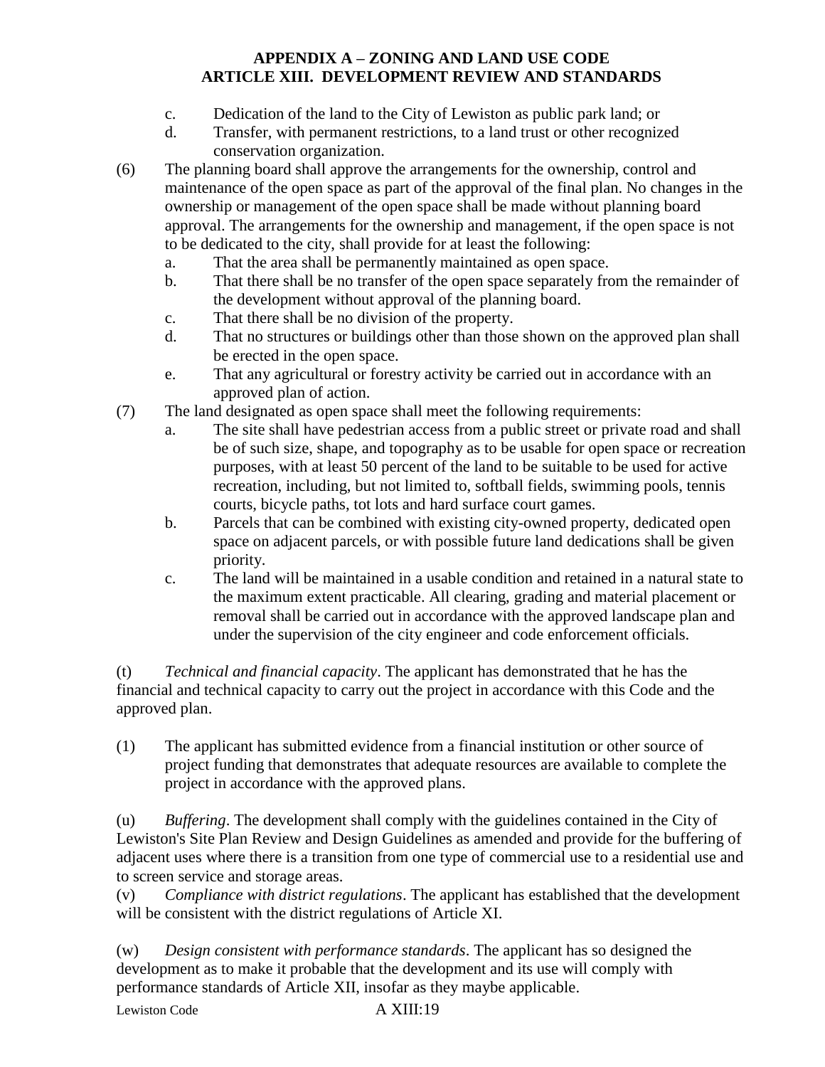c. Dedication of the land to the City of Lewiston as public park land; or
d. Transfer, with permanent restrictions, to a land trust or other recognized conservation organization.

(6) The planning board shall approve the arrangements for the ownership, control and maintenance of the open space as part of the approval of the final plan. No changes in the ownership or management of the open space shall be made without planning board approval. The arrangements for the ownership and management, if the open space is not to be dedicated to the city, shall provide for at least the following:
  a. That the area shall be permanently maintained as open space.
  b. That there shall be no transfer of the open space separately from the remainder of the development without approval of the planning board.
  c. That there shall be no division of the property.
  d. That no structures or buildings other than those shown on the approved plan shall be erected in the open space.
  e. That any agricultural or forestry activity be carried out in accordance with an approved plan of action.

(7) The land designated as open space shall meet the following requirements:
  a. The site shall have pedestrian access from a public street or private road and shall be of such size, shape, and topography as to be usable for open space or recreation purposes, with at least 50 percent of the land to be suitable to be used for active recreation, including, but not limited to, softball fields, swimming pools, tennis courts, bicycle paths, tot lots and hard surface court games.
  b. Parcels that can be combined with existing city-owned property, dedicated open space on adjacent parcels, or with possible future land dedications shall be given priority.
  c. The land will be maintained in a usable condition and retained in a natural state to the maximum extent practicable. All clearing, grading and material placement or removal shall be carried out in accordance with the approved landscape plan and under the supervision of the city engineer and code enforcement officials.

(t) *Technical and financial capacity*. The applicant has demonstrated that he has the financial and technical capacity to carry out the project in accordance with this Code and the approved plan.

(1) The applicant has submitted evidence from a financial institution or other source of project funding that demonstrates that adequate resources are available to complete the project in accordance with the approved plans.

(u) *Buffering*. The development shall comply with the guidelines contained in the City of Lewiston's Site Plan Review and Design Guidelines as amended and provide for the buffering of adjacent uses where there is a transition from one type of commercial use to a residential use and to screen service and storage areas.

(v) *Compliance with district regulations*. The applicant has established that the development will be consistent with the district regulations of Article XI.

(w) *Design consistent with performance standards*. The applicant has so designed the development as to make it probable that the development and its use will comply with performance standards of Article XII, insofar as they maybe applicable.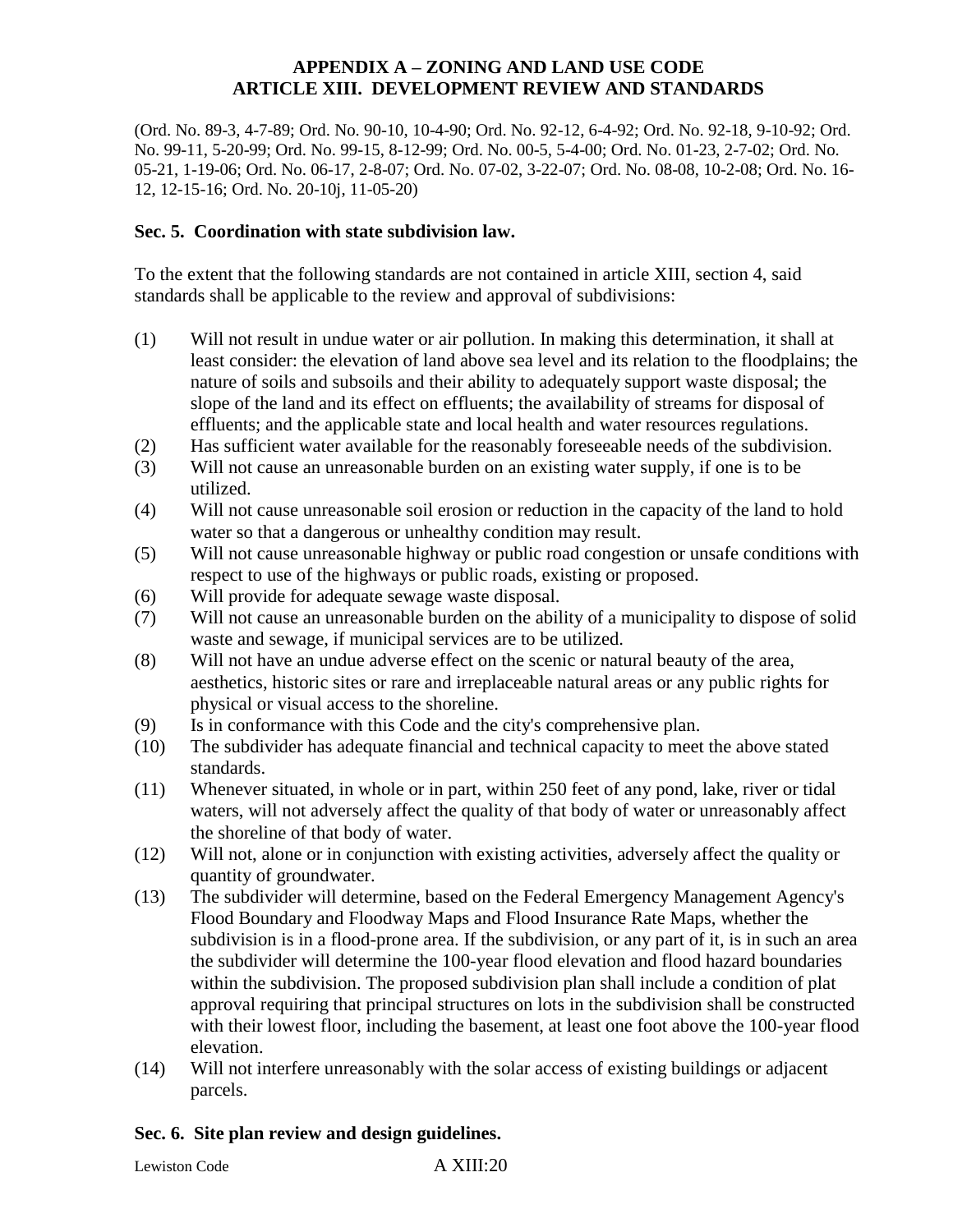(Ord. No. 89-3, 4-7-89; Ord. No. 90-10, 10-4-90; Ord. No. 92-12, 6-4-92; Ord. No. 92-18, 9-10-92; Ord. No. 99-11, 5-20-99; Ord. No. 99-15, 8-12-99; Ord. No. 00-5, 5-4-00; Ord. No. 01-23, 2-7-02; Ord. No. 05-21, 1-19-06; Ord. No. 06-17, 2-8-07; Ord. No. 07-02, 3-22-07; Ord. No. 08-08, 10-2-08; Ord. No. 16-12, 12-15-16; Ord. No. 20-10j, 11-05-20)

**Sec. 5. Coordination with state subdivision law.**

To the extent that the following standards are not contained in article XIII, section 4, said standards shall be applicable to the review and approval of subdivisions:

(1) Will not result in undue water or air pollution. In making this determination, it shall at least consider: the elevation of land above sea level and its relation to the floodplains; the nature of soils and subsoils and their ability to adequately support waste disposal; the slope of the land and its effect on effluents; the availability of streams for disposal of effluents; and the applicable state and local health and water resources regulations.

(2) Has sufficient water available for the reasonably foreseeable needs of the subdivision.

(3) Will not cause an unreasonable burden on an existing water supply, if one is to be utilized.

(4) Will not cause unreasonable soil erosion or reduction in the capacity of the land to hold water so that a dangerous or unhealthy condition may result.

(5) Will not cause unreasonable highway or public road congestion or unsafe conditions with respect to use of the highways or public roads, existing or proposed.

(6) Will provide for adequate sewage waste disposal.

(7) Will not cause an unreasonable burden on the ability of a municipality to dispose of solid waste and sewage, if municipal services are to be utilized.

(8) Will not have an undue adverse effect on the scenic or natural beauty of the area, aesthetics, historic sites or rare and irreplaceable natural areas or any public rights for physical or visual access to the shoreline.

(9) Is in conformance with this Code and the city's comprehensive plan.

(10) The subdivider has adequate financial and technical capacity to meet the above stated standards.

(11) Whenever situated, in whole or in part, within 250 feet of any pond, lake, river or tidal waters, will not adversely affect the quality of that body of water or unreasonably affect the shoreline of that body of water.

(12) Will not, alone or in conjunction with existing activities, adversely affect the quality or quantity of groundwater.

(13) The subdivider will determine, based on the Federal Emergency Management Agency's Flood Boundary and Floodway Maps and Flood Insurance Rate Maps, whether the subdivision is in a flood-prone area. If the subdivision, or any part of it, is in such an area the subdivider will determine the 100-year flood elevation and flood hazard boundaries within the subdivision. The proposed subdivision plan shall include a condition of plat approval requiring that principal structures on lots in the subdivision shall be constructed with their lowest floor, including the basement, at least one foot above the 100-year flood elevation.

(14) Will not interfere unreasonably with the solar access of existing buildings or adjacent parcels.

**Sec. 6. Site plan review and design guidelines.**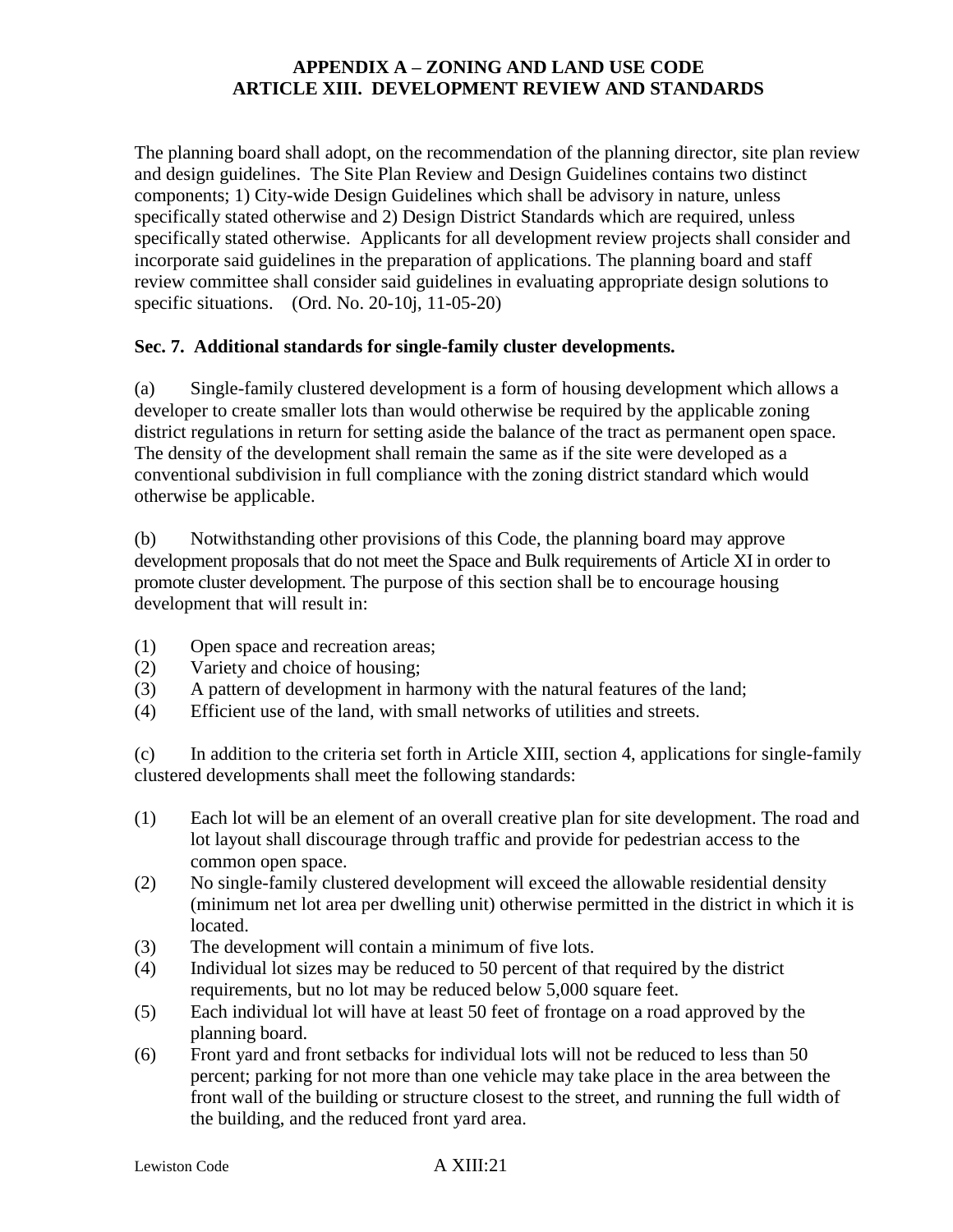The planning board shall adopt, on the recommendation of the planning director, site plan review and design guidelines. The Site Plan Review and Design Guidelines contains two distinct components; 1) City-wide Design Guidelines which shall be advisory in nature, unless specifically stated otherwise and 2) Design District Standards which are required, unless specifically stated otherwise. Applicants for all development review projects shall consider and incorporate said guidelines in the preparation of applications. The planning board and staff review committee shall consider said guidelines in evaluating appropriate design solutions to specific situations. (Ord. No. 20-10j, 11-05-20)

**Sec. 7. Additional standards for single-family cluster developments.**

(a) Single-family clustered development is a form of housing development which allows a developer to create smaller lots than would otherwise be required by the applicable zoning district regulations in return for setting aside the balance of the tract as permanent open space. The density of the development shall remain the same as if the site were developed as a conventional subdivision in full compliance with the zoning district standard which would otherwise be applicable.

(b) Notwithstanding other provisions of this Code, the planning board may approve development proposals that do not meet the Space and Bulk requirements of Article XI in order to promote cluster development. The purpose of this section shall be to encourage housing development that will result in:

(1) Open space and recreation areas;
(2) Variety and choice of housing;
(3) A pattern of development in harmony with the natural features of the land;
(4) Efficient use of the land, with small networks of utilities and streets.

(c) In addition to the criteria set forth in Article XIII, section 4, applications for single-family clustered developments shall meet the following standards:

(1) Each lot will be an element of an overall creative plan for site development. The road and lot layout shall discourage through traffic and provide for pedestrian access to the common open space.
(2) No single-family clustered development will exceed the allowable residential density (minimum net lot area per dwelling unit) otherwise permitted in the district in which it is located.
(3) The development will contain a minimum of five lots.
(4) Individual lot sizes may be reduced to 50 percent of that required by the district requirements, but no lot may be reduced below 5,000 square feet.
(5) Each individual lot will have at least 50 feet of frontage on a road approved by the planning board.
(6) Front yard and front setbacks for individual lots will not be reduced to less than 50 percent; parking for not more than one vehicle may take place in the area between the front wall of the building or structure closest to the street, and running the full width of the building, and the reduced front yard area.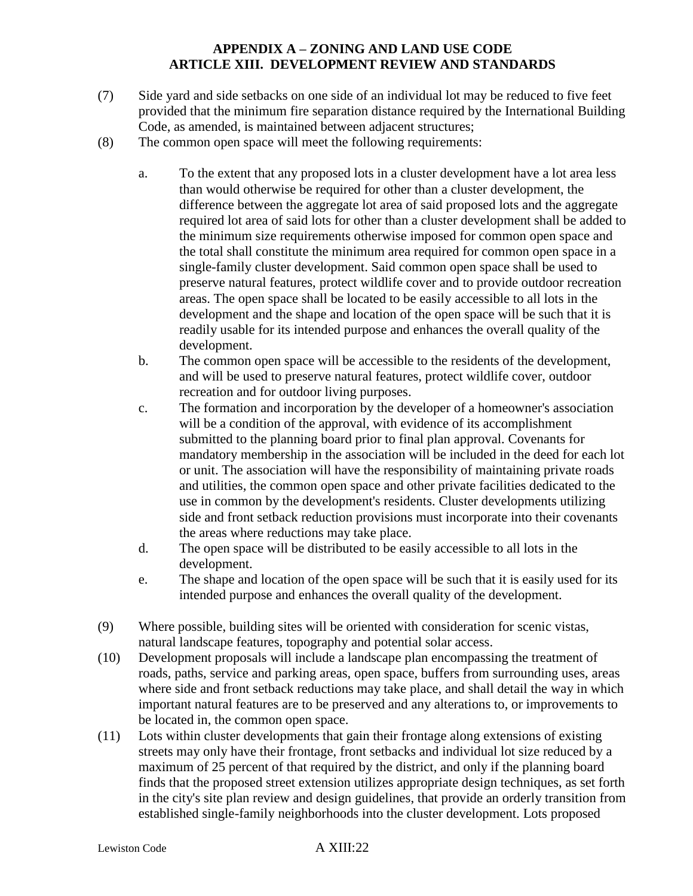(7) Side yard and side setbacks on one side of an individual lot may be reduced to five feet provided that the minimum fire separation distance required by the International Building Code, as amended, is maintained between adjacent structures;

(8) The common open space will meet the following requirements:

   a. To the extent that any proposed lots in a cluster development have a lot area less than would otherwise be required for other than a cluster development, the difference between the aggregate lot area of said proposed lots and the aggregate required lot area of said lots for other than a cluster development shall be added to the minimum size requirements otherwise imposed for common open space and the total shall constitute the minimum area required for common open space in a single-family cluster development. Said common open space shall be used to preserve natural features, protect wildlife cover and to provide outdoor recreation areas. The open space shall be located to be easily accessible to all lots in the development and the shape and location of the open space will be such that it is readily usable for its intended purpose and enhances the overall quality of the development.

   b. The common open space will be accessible to the residents of the development, and will be used to preserve natural features, protect wildlife cover, outdoor recreation and for outdoor living purposes.

   c. The formation and incorporation by the developer of a homeowner's association will be a condition of the approval, with evidence of its accomplishment submitted to the planning board prior to final plan approval. Covenants for mandatory membership in the association will be included in the deed for each lot or unit. The association will have the responsibility of maintaining private roads and utilities, the common open space and other private facilities dedicated to the use in common by the development's residents. Cluster developments utilizing side and front setback reduction provisions must incorporate into their covenants the areas where reductions may take place.

   d. The open space will be distributed to be easily accessible to all lots in the development.

   e. The shape and location of the open space will be such that it is easily used for its intended purpose and enhances the overall quality of the development.

(9) Where possible, building sites will be oriented with consideration for scenic vistas, natural landscape features, topography and potential solar access.

(10) Development proposals will include a landscape plan encompassing the treatment of roads, paths, service and parking areas, open space, buffers from surrounding uses, areas where side and front setback reductions may take place, and shall detail the way in which important natural features are to be preserved and any alterations to, or improvements to be located in, the common open space.

(11) Lots within cluster developments that gain their frontage along extensions of existing streets may only have their frontage, front setbacks and individual lot size reduced by a maximum of 25 percent of that required by the district, and only if the planning board finds that the proposed street extension utilizes appropriate design techniques, as set forth in the city's site plan review and design guidelines, that provide an orderly transition from established single-family neighborhoods into the cluster development. Lots proposed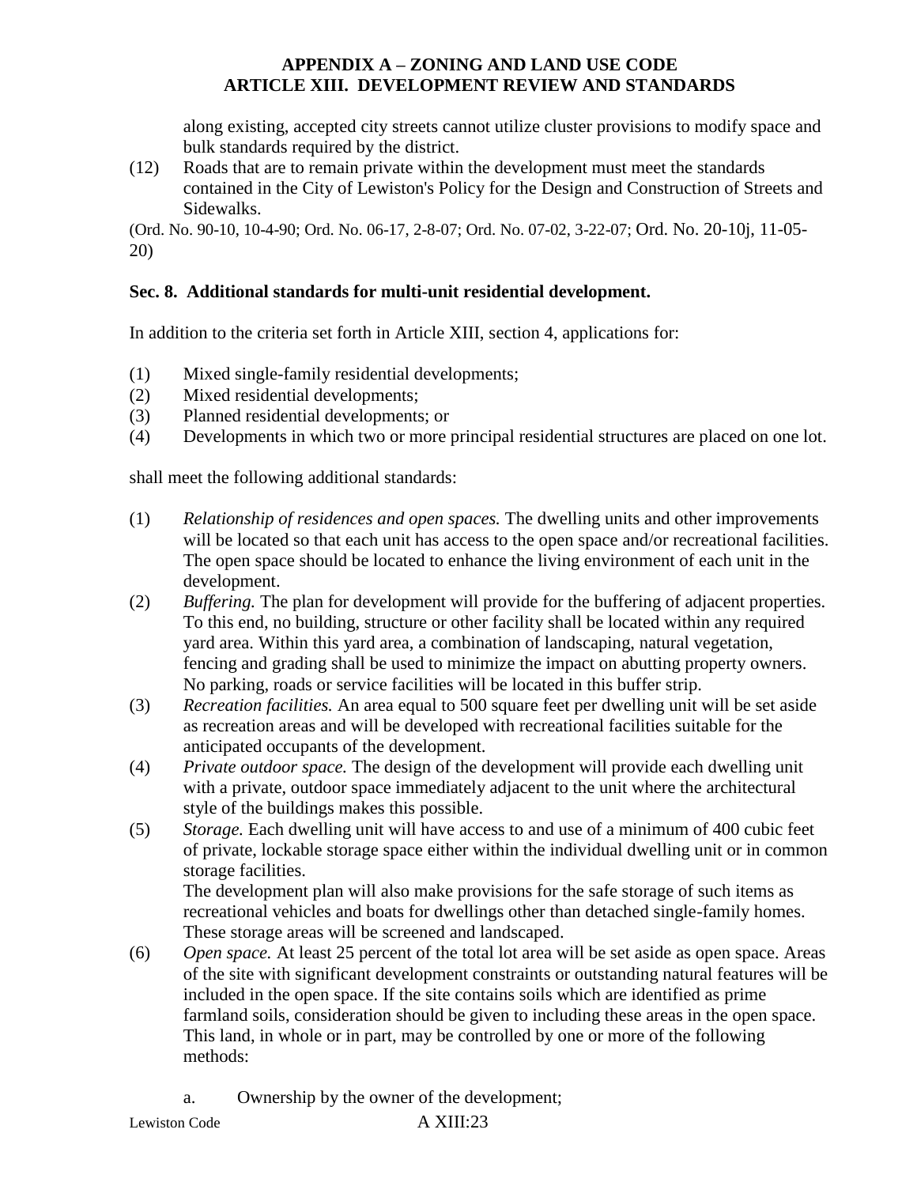along existing, accepted city streets cannot utilize cluster provisions to modify space and bulk standards required by the district.

(12) Roads that are to remain private within the development must meet the standards contained in the City of Lewiston's Policy for the Design and Construction of Streets and Sidewalks.

(Ord. No. 90-10, 10-4-90; Ord. No. 06-17, 2-8-07; Ord. No. 07-02, 3-22-07; Ord. No. 20-10j, 11-05-20)

**Sec. 8. Additional standards for multi-unit residential development.**

In addition to the criteria set forth in Article XIII, section 4, applications for:

(1) Mixed single-family residential developments;
(2) Mixed residential developments;
(3) Planned residential developments; or
(4) Developments in which two or more principal residential structures are placed on one lot.

shall meet the following additional standards:

(1) *Relationship of residences and open spaces.* The dwelling units and other improvements will be located so that each unit has access to the open space and/or recreational facilities. The open space should be located to enhance the living environment of each unit in the development.

(2) *Buffering.* The plan for development will provide for the buffering of adjacent properties. To this end, no building, structure or other facility shall be located within any required yard area. Within this yard area, a combination of landscaping, natural vegetation, fencing and grading shall be used to minimize the impact on abutting property owners. No parking, roads or service facilities will be located in this buffer strip.

(3) *Recreation facilities.* An area equal to 500 square feet per dwelling unit will be set aside as recreation areas and will be developed with recreational facilities suitable for the anticipated occupants of the development.

(4) *Private outdoor space.* The design of the development will provide each dwelling unit with a private, outdoor space immediately adjacent to the unit where the architectural style of the buildings makes this possible.

(5) *Storage.* Each dwelling unit will have access to and use of a minimum of 400 cubic feet of private, lockable storage space either within the individual dwelling unit or in common storage facilities.
The development plan will also make provisions for the safe storage of such items as recreational vehicles and boats for dwellings other than detached single-family homes. These storage areas will be screened and landscaped.

(6) *Open space.* At least 25 percent of the total lot area will be set aside as open space. Areas of the site with significant development constraints or outstanding natural features will be included in the open space. If the site contains soils which are identified as prime farmland soils, consideration should be given to including these areas in the open space. This land, in whole or in part, may be controlled by one or more of the following methods:

   a. Ownership by the owner of the development;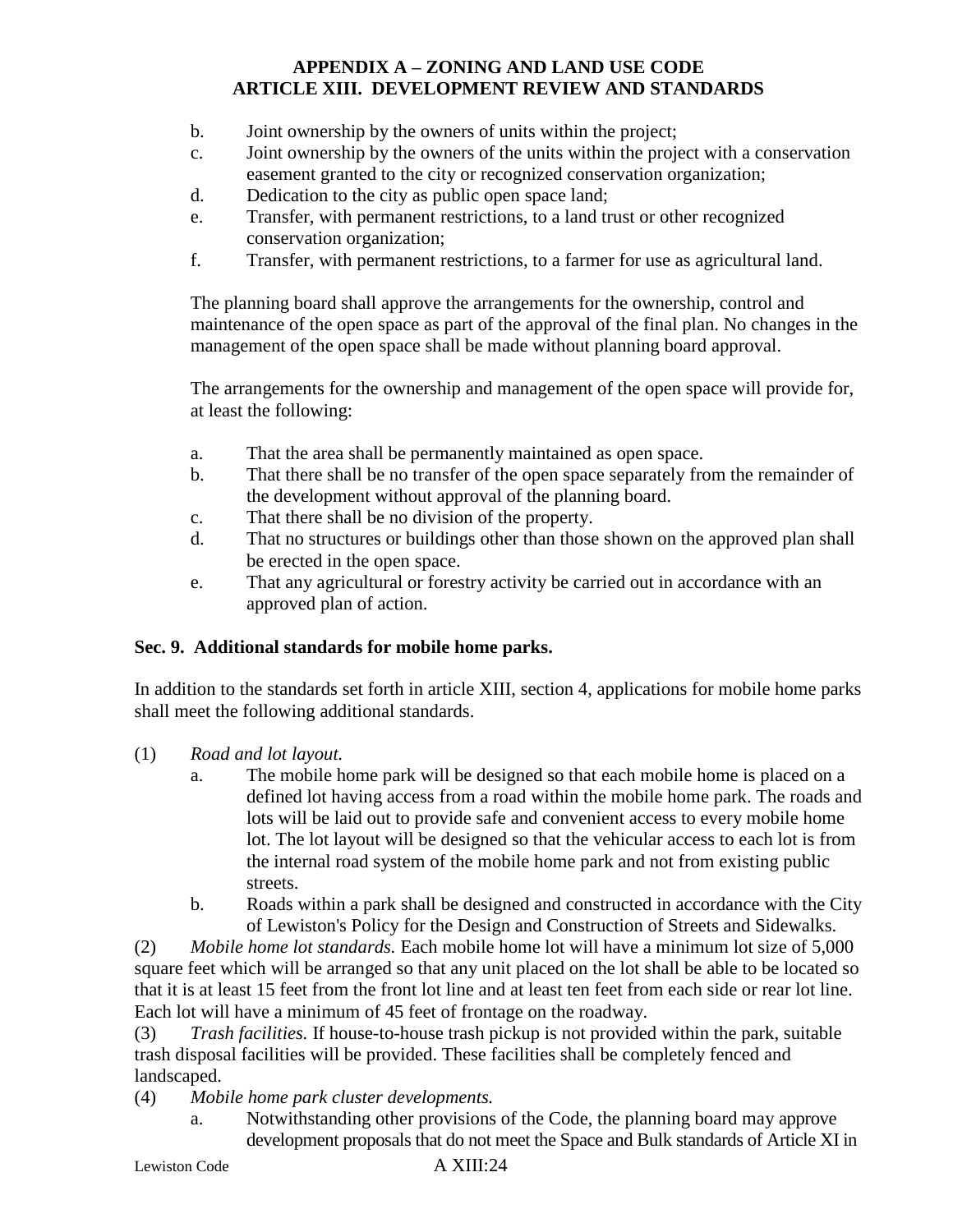b. Joint ownership by the owners of units within the project;
c. Joint ownership by the owners of the units within the project with a conservation easement granted to the city or recognized conservation organization;
d. Dedication to the city as public open space land;
e. Transfer, with permanent restrictions, to a land trust or other recognized conservation organization;
f. Transfer, with permanent restrictions, to a farmer for use as agricultural land.

The planning board shall approve the arrangements for the ownership, control and maintenance of the open space as part of the approval of the final plan. No changes in the management of the open space shall be made without planning board approval.

The arrangements for the ownership and management of the open space will provide for, at least the following:

a. That the area shall be permanently maintained as open space.
b. That there shall be no transfer of the open space separately from the remainder of the development without approval of the planning board.
c. That there shall be no division of the property.
d. That no structures or buildings other than those shown on the approved plan shall be erected in the open space.
e. That any agricultural or forestry activity be carried out in accordance with an approved plan of action.

**Sec. 9. Additional standards for mobile home parks.**

In addition to the standards set forth in article XIII, section 4, applications for mobile home parks shall meet the following additional standards.

(1) *Road and lot layout.*

a. The mobile home park will be designed so that each mobile home is placed on a defined lot having access from a road within the mobile home park. The roads and lots will be laid out to provide safe and convenient access to every mobile home lot. The lot layout will be designed so that the vehicular access to each lot is from the internal road system of the mobile home park and not from existing public streets.
b. Roads within a park shall be designed and constructed in accordance with the City of Lewiston's Policy for the Design and Construction of Streets and Sidewalks.

(2) *Mobile home lot standards.* Each mobile home lot will have a minimum lot size of 5,000 square feet which will be arranged so that any unit placed on the lot shall be able to be located so that it is at least 15 feet from the front lot line and at least ten feet from each side or rear lot line. Each lot will have a minimum of 45 feet of frontage on the roadway.

(3) *Trash facilities.* If house-to-house trash pickup is not provided within the park, suitable trash disposal facilities will be provided. These facilities shall be completely fenced and landscaped.

(4) *Mobile home park cluster developments.*

a. Notwithstanding other provisions of the Code, the planning board may approve development proposals that do not meet the Space and Bulk standards of Article XI in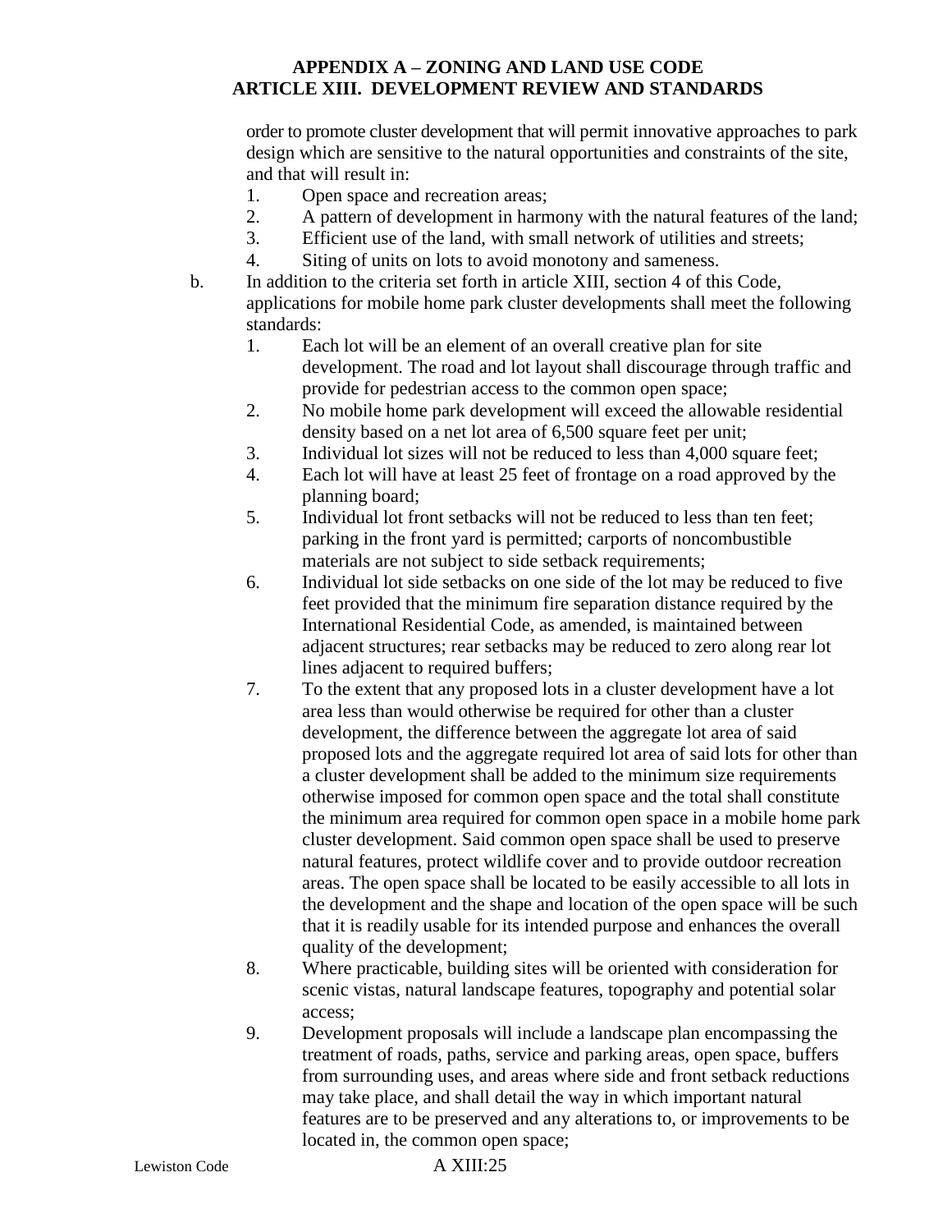order to promote cluster development that will permit innovative approaches to park design which are sensitive to the natural opportunities and constraints of the site, and that will result in:

1. Open space and recreation areas;
2. A pattern of development in harmony with the natural features of the land;
3. Efficient use of the land, with small network of utilities and streets;
4. Siting of units on lots to avoid monotony and sameness.

b. In addition to the criteria set forth in article XIII, section 4 of this Code, applications for mobile home park cluster developments shall meet the following standards:

1. Each lot will be an element of an overall creative plan for site development. The road and lot layout shall discourage through traffic and provide for pedestrian access to the common open space;
2. No mobile home park development will exceed the allowable residential density based on a net lot area of 6,500 square feet per unit;
3. Individual lot sizes will not be reduced to less than 4,000 square feet;
4. Each lot will have at least 25 feet of frontage on a road approved by the planning board;
5. Individual lot front setbacks will not be reduced to less than ten feet; parking in the front yard is permitted; carports of noncombustible materials are not subject to side setback requirements;
6. Individual lot side setbacks on one side of the lot may be reduced to five feet provided that the minimum fire separation distance required by the International Residential Code, as amended, is maintained between adjacent structures; rear setbacks may be reduced to zero along rear lot lines adjacent to required buffers;
7. To the extent that any proposed lots in a cluster development have a lot area less than would otherwise be required for other than a cluster development, the difference between the aggregate lot area of said proposed lots and the aggregate required lot area of said lots for other than a cluster development shall be added to the minimum size requirements otherwise imposed for common open space and the total shall constitute the minimum area required for common open space in a mobile home park cluster development. Said common open space shall be used to preserve natural features, protect wildlife cover and to provide outdoor recreation areas. The open space shall be located to be easily accessible to all lots in the development and the shape and location of the open space will be such that it is readily usable for its intended purpose and enhances the overall quality of the development;
8. Where practicable, building sites will be oriented with consideration for scenic vistas, natural landscape features, topography and potential solar access;
9. Development proposals will include a landscape plan encompassing the treatment of roads, paths, service and parking areas, open space, buffers from surrounding uses, and areas where side and front setback reductions may take place, and shall detail the way in which important natural features are to be preserved and any alterations to, or improvements to be located in, the common open space;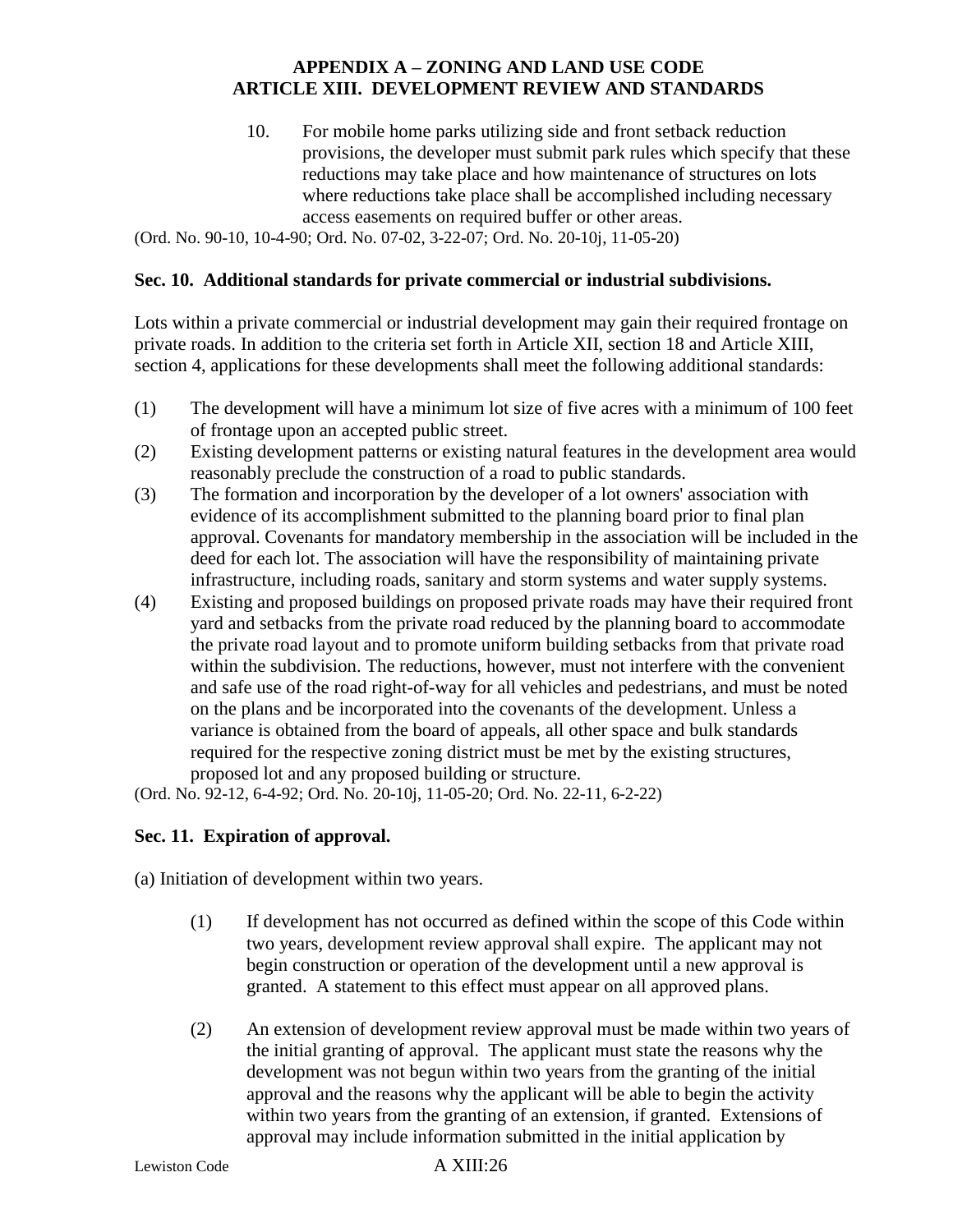10. For mobile home parks utilizing side and front setback reduction provisions, the developer must submit park rules which specify that these reductions may take place and how maintenance of structures on lots where reductions take place shall be accomplished including necessary access easements on required buffer or other areas.

(Ord. No. 90-10, 10-4-90; Ord. No. 07-02, 3-22-07; Ord. No. 20-10j, 11-05-20)

### Sec. 10. Additional standards for private commercial or industrial subdivisions.

Lots within a private commercial or industrial development may gain their required frontage on private roads. In addition to the criteria set forth in Article XII, section 18 and Article XIII, section 4, applications for these developments shall meet the following additional standards:

(1) The development will have a minimum lot size of five acres with a minimum of 100 feet of frontage upon an accepted public street.

(2) Existing development patterns or existing natural features in the development area would reasonably preclude the construction of a road to public standards.

(3) The formation and incorporation by the developer of a lot owners' association with evidence of its accomplishment submitted to the planning board prior to final plan approval. Covenants for mandatory membership in the association will be included in the deed for each lot. The association will have the responsibility of maintaining private infrastructure, including roads, sanitary and storm systems and water supply systems.

(4) Existing and proposed buildings on proposed private roads may have their required front yard and setbacks from the private road reduced by the planning board to accommodate the private road layout and to promote uniform building setbacks from that private road within the subdivision. The reductions, however, must not interfere with the convenient and safe use of the road right-of-way for all vehicles and pedestrians, and must be noted on the plans and be incorporated into the covenants of the development. Unless a variance is obtained from the board of appeals, all other space and bulk standards required for the respective zoning district must be met by the existing structures, proposed lot and any proposed building or structure.

(Ord. No. 92-12, 6-4-92; Ord. No. 20-10j, 11-05-20; Ord. No. 22-11, 6-2-22)

### Sec. 11. Expiration of approval.

(a) Initiation of development within two years.

(1) If development has not occurred as defined within the scope of this Code within two years, development review approval shall expire. The applicant may not begin construction or operation of the development until a new approval is granted. A statement to this effect must appear on all approved plans.

(2) An extension of development review approval must be made within two years of the initial granting of approval. The applicant must state the reasons why the development was not begun within two years from the granting of the initial approval and the reasons why the applicant will be able to begin the activity within two years from the granting of an extension, if granted. Extensions of approval may include information submitted in the initial application by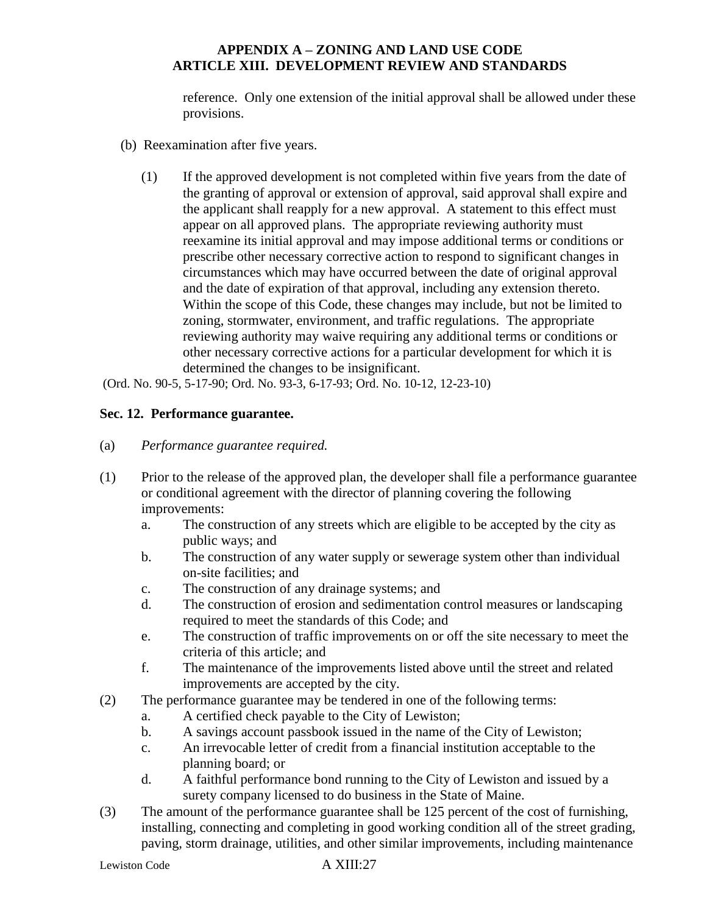reference. Only one extension of the initial approval shall be allowed under these provisions.

(b) Reexamination after five years.

(1) If the approved development is not completed within five years from the date of the granting of approval or extension of approval, said approval shall expire and the applicant shall reapply for a new approval. A statement to this effect must appear on all approved plans. The appropriate reviewing authority must reexamine its initial approval and may impose additional terms or conditions or prescribe other necessary corrective action to respond to significant changes in circumstances which may have occurred between the date of original approval and the date of expiration of that approval, including any extension thereto. Within the scope of this Code, these changes may include, but not be limited to zoning, stormwater, environment, and traffic regulations. The appropriate reviewing authority may waive requiring any additional terms or conditions or other necessary corrective actions for a particular development for which it is determined the changes to be insignificant.

(Ord. No. 90-5, 5-17-90; Ord. No. 93-3, 6-17-93; Ord. No. 10-12, 12-23-10)

**Sec. 12. Performance guarantee.**

(a) *Performance guarantee required.*

(1) Prior to the release of the approved plan, the developer shall file a performance guarantee or conditional agreement with the director of planning covering the following improvements:

a. The construction of any streets which are eligible to be accepted by the city as public ways; and
b. The construction of any water supply or sewerage system other than individual on-site facilities; and
c. The construction of any drainage systems; and
d. The construction of erosion and sedimentation control measures or landscaping required to meet the standards of this Code; and
e. The construction of traffic improvements on or off the site necessary to meet the criteria of this article; and
f. The maintenance of the improvements listed above until the street and related improvements are accepted by the city.

(2) The performance guarantee may be tendered in one of the following terms:

a. A certified check payable to the City of Lewiston;
b. A savings account passbook issued in the name of the City of Lewiston;
c. An irrevocable letter of credit from a financial institution acceptable to the planning board; or
d. A faithful performance bond running to the City of Lewiston and issued by a surety company licensed to do business in the State of Maine.

(3) The amount of the performance guarantee shall be 125 percent of the cost of furnishing, installing, connecting and completing in good working condition all of the street grading, paving, storm drainage, utilities, and other similar improvements, including maintenance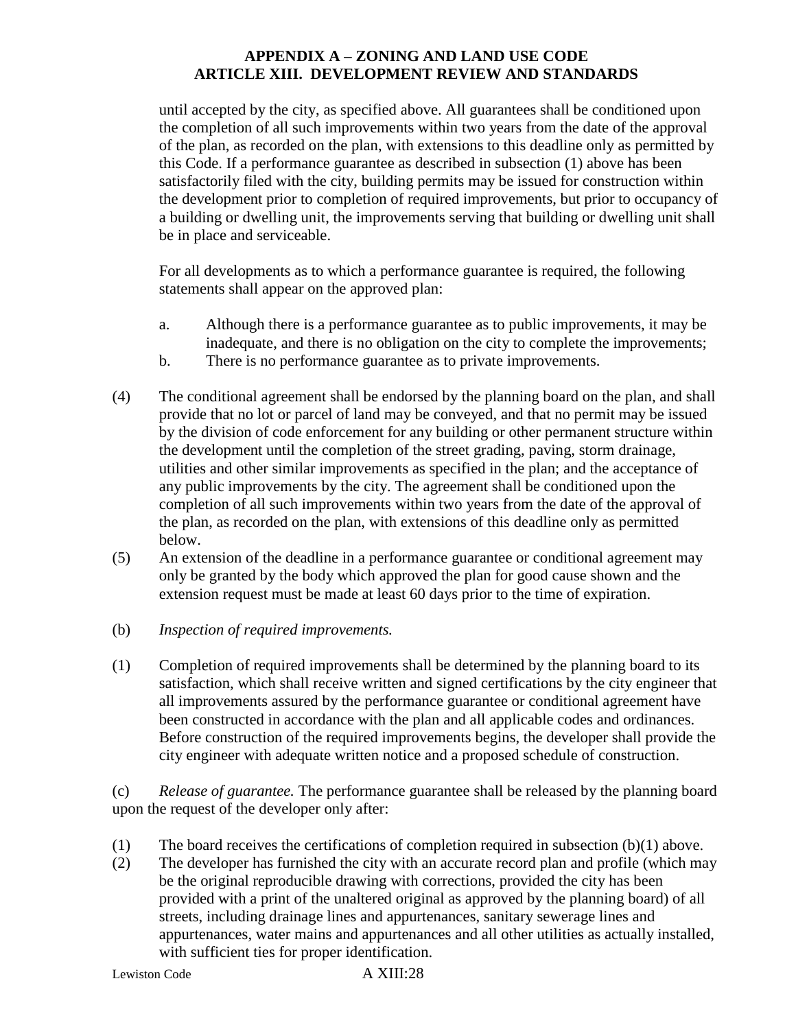until accepted by the city, as specified above. All guarantees shall be conditioned upon the completion of all such improvements within two years from the date of the approval of the plan, as recorded on the plan, with extensions to this deadline only as permitted by this Code. If a performance guarantee as described in subsection (1) above has been satisfactorily filed with the city, building permits may be issued for construction within the development prior to completion of required improvements, but prior to occupancy of a building or dwelling unit, the improvements serving that building or dwelling unit shall be in place and serviceable.

For all developments as to which a performance guarantee is required, the following statements shall appear on the approved plan:

a. Although there is a performance guarantee as to public improvements, it may be inadequate, and there is no obligation on the city to complete the improvements;
b. There is no performance guarantee as to private improvements.

(4) The conditional agreement shall be endorsed by the planning board on the plan, and shall provide that no lot or parcel of land may be conveyed, and that no permit may be issued by the division of code enforcement for any building or other permanent structure within the development until the completion of the street grading, paving, storm drainage, utilities and other similar improvements as specified in the plan; and the acceptance of any public improvements by the city. The agreement shall be conditioned upon the completion of all such improvements within two years from the date of the approval of the plan, as recorded on the plan, with extensions of this deadline only as permitted below.

(5) An extension of the deadline in a performance guarantee or conditional agreement may only be granted by the body which approved the plan for good cause shown and the extension request must be made at least 60 days prior to the time of expiration.

(b) *Inspection of required improvements.*

(1) Completion of required improvements shall be determined by the planning board to its satisfaction, which shall receive written and signed certifications by the city engineer that all improvements assured by the performance guarantee or conditional agreement have been constructed in accordance with the plan and all applicable codes and ordinances. Before construction of the required improvements begins, the developer shall provide the city engineer with adequate written notice and a proposed schedule of construction.

(c) *Release of guarantee.* The performance guarantee shall be released by the planning board upon the request of the developer only after:

(1) The board receives the certifications of completion required in subsection (b)(1) above.
(2) The developer has furnished the city with an accurate record plan and profile (which may be the original reproducible drawing with corrections, provided the city has been provided with a print of the unaltered original as approved by the planning board) of all streets, including drainage lines and appurtenances, sanitary sewerage lines and appurtenances, water mains and appurtenances and all other utilities as actually installed, with sufficient ties for proper identification.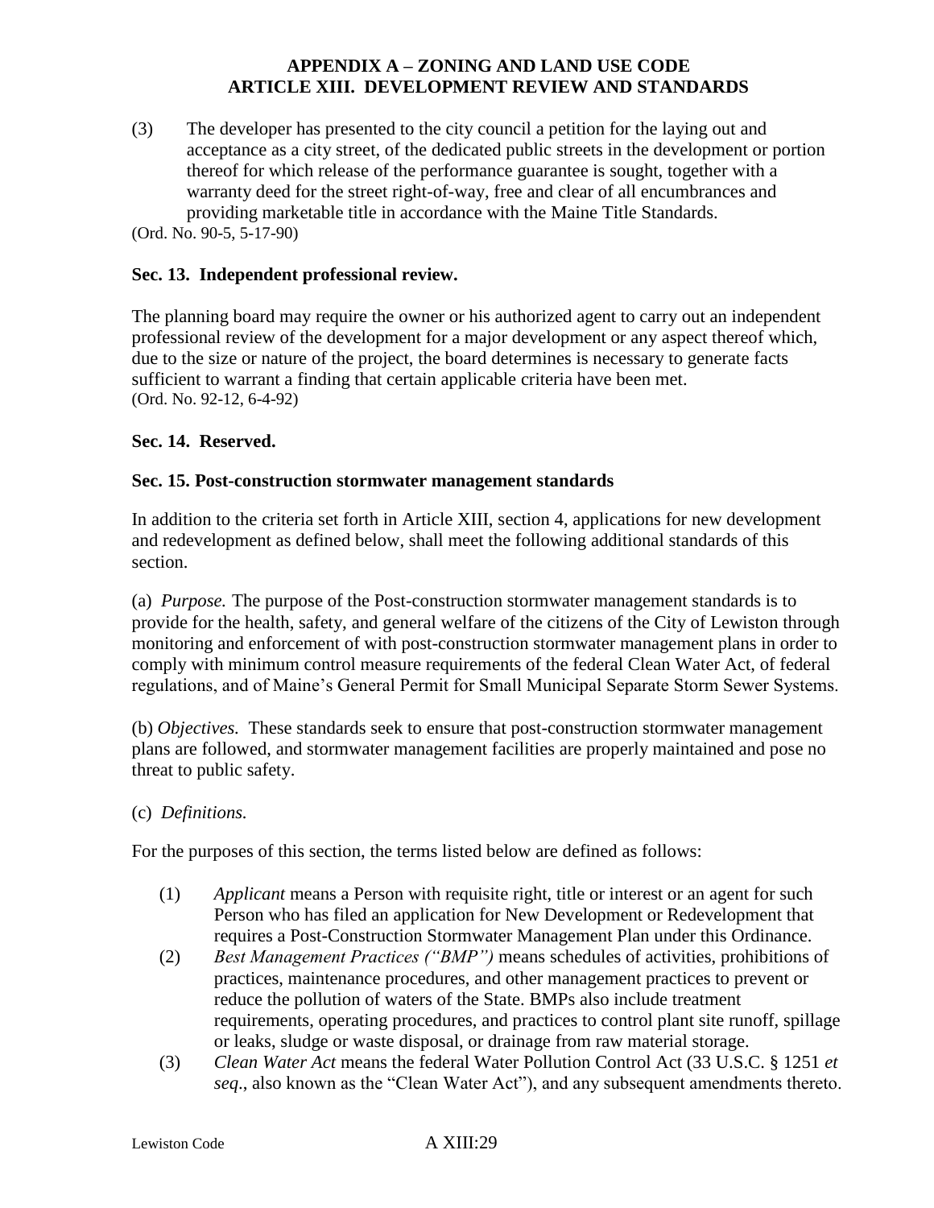(3) The developer has presented to the city council a petition for the laying out and acceptance as a city street, of the dedicated public streets in the development or portion thereof for which release of the performance guarantee is sought, together with a warranty deed for the street right-of-way, free and clear of all encumbrances and providing marketable title in accordance with the Maine Title Standards.

(Ord. No. 90-5, 5-17-90)

**Sec. 13. Independent professional review.**

The planning board may require the owner or his authorized agent to carry out an independent professional review of the development for a major development or any aspect thereof which, due to the size or nature of the project, the board determines is necessary to generate facts sufficient to warrant a finding that certain applicable criteria have been met.

(Ord. No. 92-12, 6-4-92)

**Sec. 14. Reserved.**

**Sec. 15. Post-construction stormwater management standards**

In addition to the criteria set forth in Article XIII, section 4, applications for new development and redevelopment as defined below, shall meet the following additional standards of this section.

(a) *Purpose.* The purpose of the Post-construction stormwater management standards is to provide for the health, safety, and general welfare of the citizens of the City of Lewiston through monitoring and enforcement of with post-construction stormwater management plans in order to comply with minimum control measure requirements of the federal Clean Water Act, of federal regulations, and of Maine's General Permit for Small Municipal Separate Storm Sewer Systems.

(b) *Objectives.* These standards seek to ensure that post-construction stormwater management plans are followed, and stormwater management facilities are properly maintained and pose no threat to public safety.

(c) *Definitions.*

For the purposes of this section, the terms listed below are defined as follows:

(1) *Applicant* means a Person with requisite right, title or interest or an agent for such Person who has filed an application for New Development or Redevelopment that requires a Post-Construction Stormwater Management Plan under this Ordinance.

(2) *Best Management Practices ("BMP")* means schedules of activities, prohibitions of practices, maintenance procedures, and other management practices to prevent or reduce the pollution of waters of the State. BMPs also include treatment requirements, operating procedures, and practices to control plant site runoff, spillage or leaks, sludge or waste disposal, or drainage from raw material storage.

(3) *Clean Water Act* means the federal Water Pollution Control Act (33 U.S.C. § 1251 *et seq*., also known as the "Clean Water Act"), and any subsequent amendments thereto.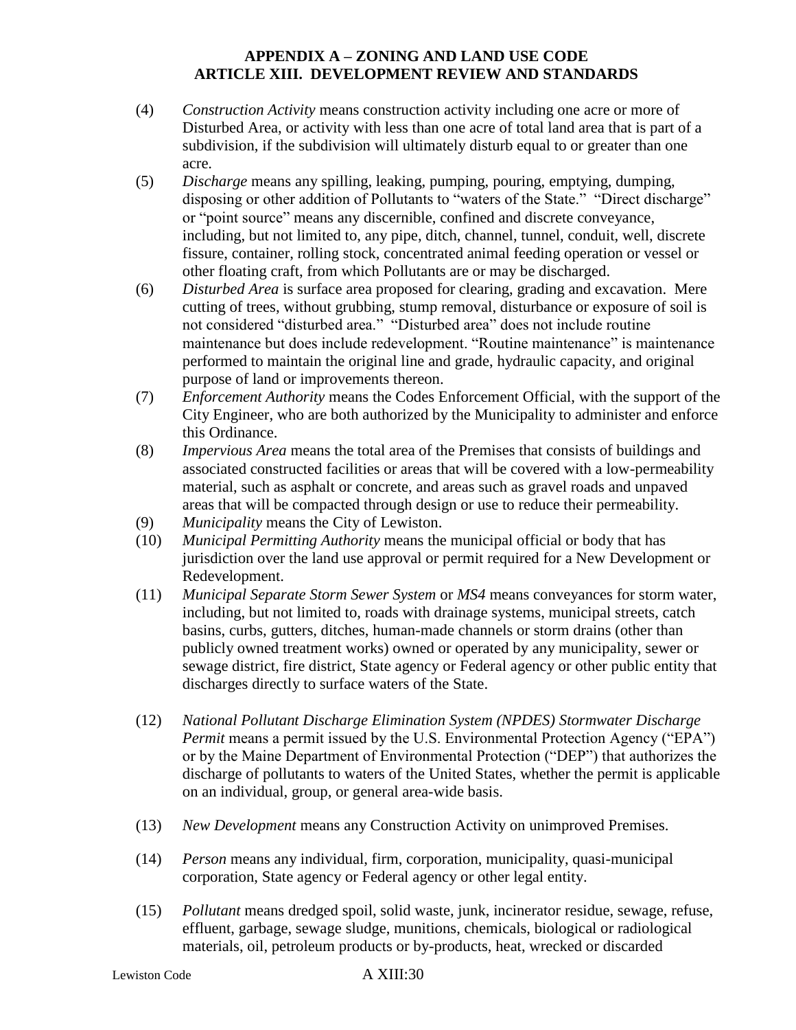(4) *Construction Activity* means construction activity including one acre or more of Disturbed Area, or activity with less than one acre of total land area that is part of a subdivision, if the subdivision will ultimately disturb equal to or greater than one acre.

(5) *Discharge* means any spilling, leaking, pumping, pouring, emptying, dumping, disposing or other addition of Pollutants to "waters of the State." "Direct discharge" or "point source" means any discernible, confined and discrete conveyance, including, but not limited to, any pipe, ditch, channel, tunnel, conduit, well, discrete fissure, container, rolling stock, concentrated animal feeding operation or vessel or other floating craft, from which Pollutants are or may be discharged.

(6) *Disturbed Area* is surface area proposed for clearing, grading and excavation. Mere cutting of trees, without grubbing, stump removal, disturbance or exposure of soil is not considered "disturbed area." "Disturbed area" does not include routine maintenance but does include redevelopment. "Routine maintenance" is maintenance performed to maintain the original line and grade, hydraulic capacity, and original purpose of land or improvements thereon.

(7) *Enforcement Authority* means the Codes Enforcement Official, with the support of the City Engineer, who are both authorized by the Municipality to administer and enforce this Ordinance.

(8) *Impervious Area* means the total area of the Premises that consists of buildings and associated constructed facilities or areas that will be covered with a low-permeability material, such as asphalt or concrete, and areas such as gravel roads and unpaved areas that will be compacted through design or use to reduce their permeability.

(9) *Municipality* means the City of Lewiston.

(10) *Municipal Permitting Authority* means the municipal official or body that has jurisdiction over the land use approval or permit required for a New Development or Redevelopment.

(11) *Municipal Separate Storm Sewer System* or *MS4* means conveyances for storm water, including, but not limited to, roads with drainage systems, municipal streets, catch basins, curbs, gutters, ditches, human-made channels or storm drains (other than publicly owned treatment works) owned or operated by any municipality, sewer or sewage district, fire district, State agency or Federal agency or other public entity that discharges directly to surface waters of the State.

(12) *National Pollutant Discharge Elimination System (NPDES) Stormwater Discharge Permit* means a permit issued by the U.S. Environmental Protection Agency ("EPA") or by the Maine Department of Environmental Protection ("DEP") that authorizes the discharge of pollutants to waters of the United States, whether the permit is applicable on an individual, group, or general area-wide basis.

(13) *New Development* means any Construction Activity on unimproved Premises.

(14) *Person* means any individual, firm, corporation, municipality, quasi-municipal corporation, State agency or Federal agency or other legal entity.

(15) *Pollutant* means dredged spoil, solid waste, junk, incinerator residue, sewage, refuse, effluent, garbage, sewage sludge, munitions, chemicals, biological or radiological materials, oil, petroleum products or by-products, heat, wrecked or discarded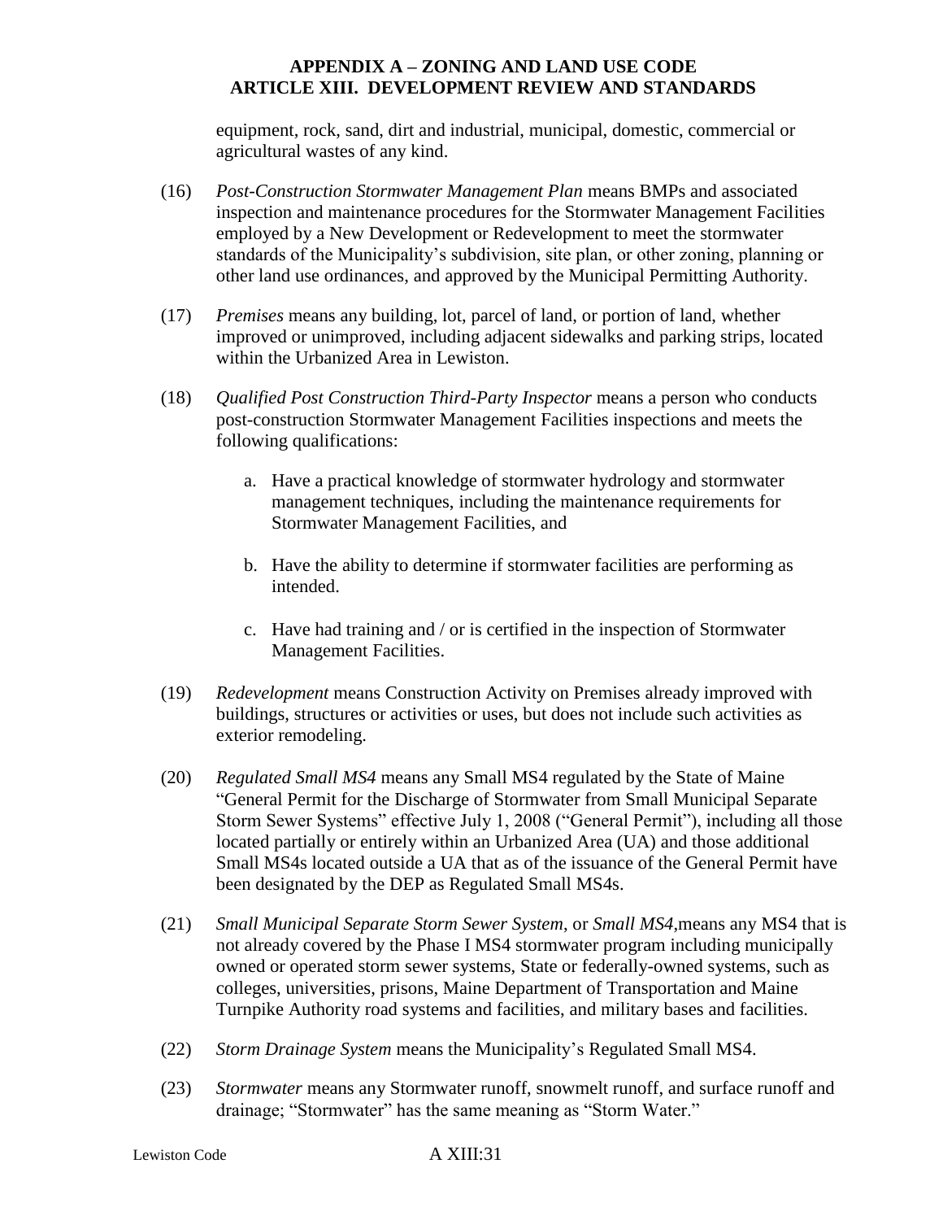equipment, rock, sand, dirt and industrial, municipal, domestic, commercial or agricultural wastes of any kind.

(16) *Post-Construction Stormwater Management Plan* means BMPs and associated inspection and maintenance procedures for the Stormwater Management Facilities employed by a New Development or Redevelopment to meet the stormwater standards of the Municipality's subdivision, site plan, or other zoning, planning or other land use ordinances, and approved by the Municipal Permitting Authority.

(17) *Premises* means any building, lot, parcel of land, or portion of land, whether improved or unimproved, including adjacent sidewalks and parking strips, located within the Urbanized Area in Lewiston.

(18) *Qualified Post Construction Third-Party Inspector* means a person who conducts post-construction Stormwater Management Facilities inspections and meets the following qualifications:

a. Have a practical knowledge of stormwater hydrology and stormwater management techniques, including the maintenance requirements for Stormwater Management Facilities, and

b. Have the ability to determine if stormwater facilities are performing as intended.

c. Have had training and / or is certified in the inspection of Stormwater Management Facilities.

(19) *Redevelopment* means Construction Activity on Premises already improved with buildings, structures or activities or uses, but does not include such activities as exterior remodeling.

(20) *Regulated Small MS4* means any Small MS4 regulated by the State of Maine "General Permit for the Discharge of Stormwater from Small Municipal Separate Storm Sewer Systems" effective July 1, 2008 ("General Permit"), including all those located partially or entirely within an Urbanized Area (UA) and those additional Small MS4s located outside a UA that as of the issuance of the General Permit have been designated by the DEP as Regulated Small MS4s.

(21) *Small Municipal Separate Storm Sewer System*, or *Small MS4*,means any MS4 that is not already covered by the Phase I MS4 stormwater program including municipally owned or operated storm sewer systems, State or federally-owned systems, such as colleges, universities, prisons, Maine Department of Transportation and Maine Turnpike Authority road systems and facilities, and military bases and facilities.

(22) *Storm Drainage System* means the Municipality's Regulated Small MS4.

(23) *Stormwater* means any Stormwater runoff, snowmelt runoff, and surface runoff and drainage; "Stormwater" has the same meaning as "Storm Water."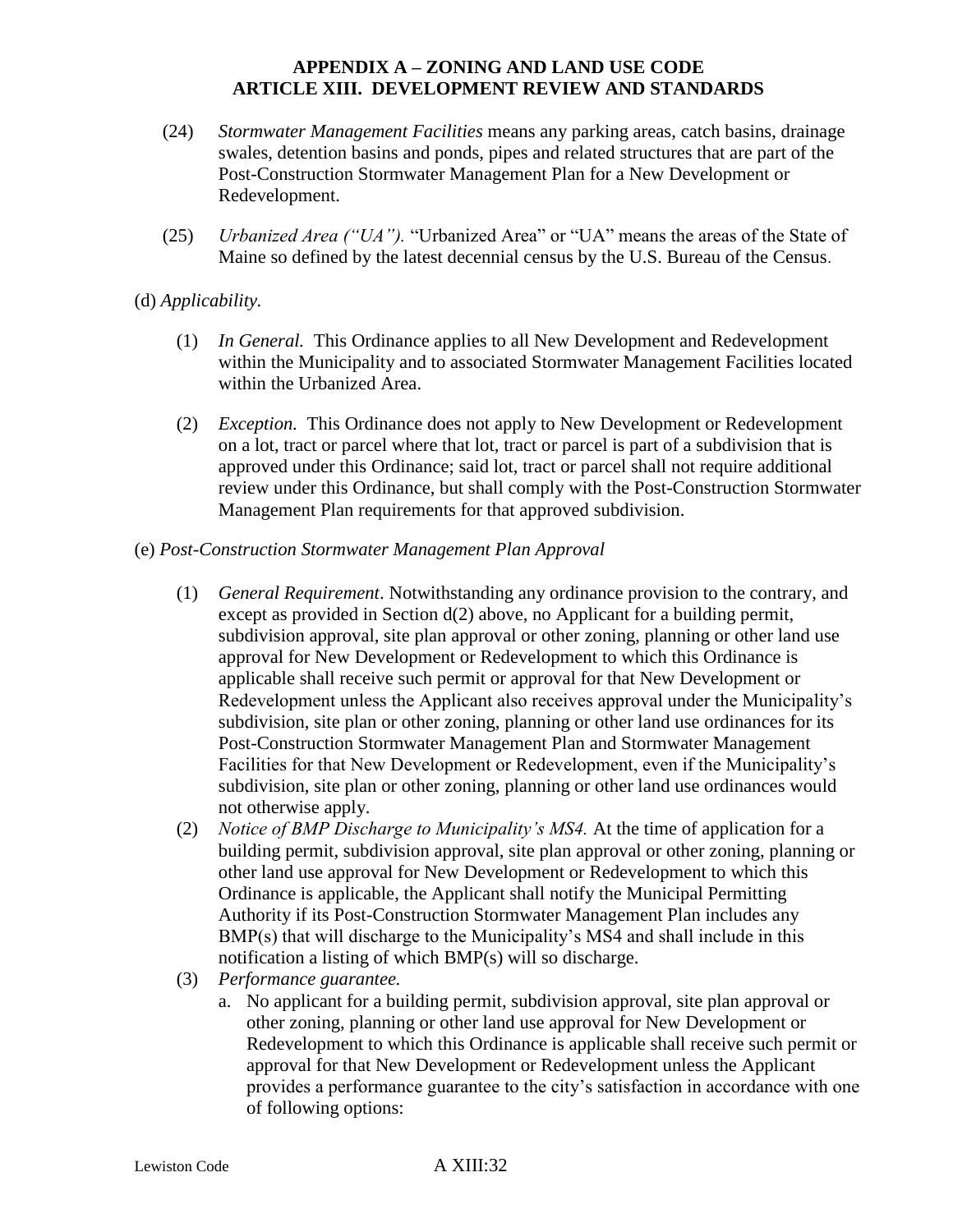(24) *Stormwater Management Facilities* means any parking areas, catch basins, drainage swales, detention basins and ponds, pipes and related structures that are part of the Post-Construction Stormwater Management Plan for a New Development or Redevelopment.

(25) *Urbanized Area ("UA").* "Urbanized Area" or "UA" means the areas of the State of Maine so defined by the latest decennial census by the U.S. Bureau of the Census.

(d) *Applicability.*

(1) *In General.* This Ordinance applies to all New Development and Redevelopment within the Municipality and to associated Stormwater Management Facilities located within the Urbanized Area.

(2) *Exception.* This Ordinance does not apply to New Development or Redevelopment on a lot, tract or parcel where that lot, tract or parcel is part of a subdivision that is approved under this Ordinance; said lot, tract or parcel shall not require additional review under this Ordinance, but shall comply with the Post-Construction Stormwater Management Plan requirements for that approved subdivision.

(e) *Post-Construction Stormwater Management Plan Approval*

(1) *General Requirement*. Notwithstanding any ordinance provision to the contrary, and except as provided in Section d(2) above, no Applicant for a building permit, subdivision approval, site plan approval or other zoning, planning or other land use approval for New Development or Redevelopment to which this Ordinance is applicable shall receive such permit or approval for that New Development or Redevelopment unless the Applicant also receives approval under the Municipality's subdivision, site plan or other zoning, planning or other land use ordinances for its Post-Construction Stormwater Management Plan and Stormwater Management Facilities for that New Development or Redevelopment, even if the Municipality's subdivision, site plan or other zoning, planning or other land use ordinances would not otherwise apply.

(2) *Notice of BMP Discharge to Municipality's MS4.* At the time of application for a building permit, subdivision approval, site plan approval or other zoning, planning or other land use approval for New Development or Redevelopment to which this Ordinance is applicable, the Applicant shall notify the Municipal Permitting Authority if its Post-Construction Stormwater Management Plan includes any BMP(s) that will discharge to the Municipality's MS4 and shall include in this notification a listing of which BMP(s) will so discharge.

(3) *Performance guarantee.*

a. No applicant for a building permit, subdivision approval, site plan approval or other zoning, planning or other land use approval for New Development or Redevelopment to which this Ordinance is applicable shall receive such permit or approval for that New Development or Redevelopment unless the Applicant provides a performance guarantee to the city's satisfaction in accordance with one of following options: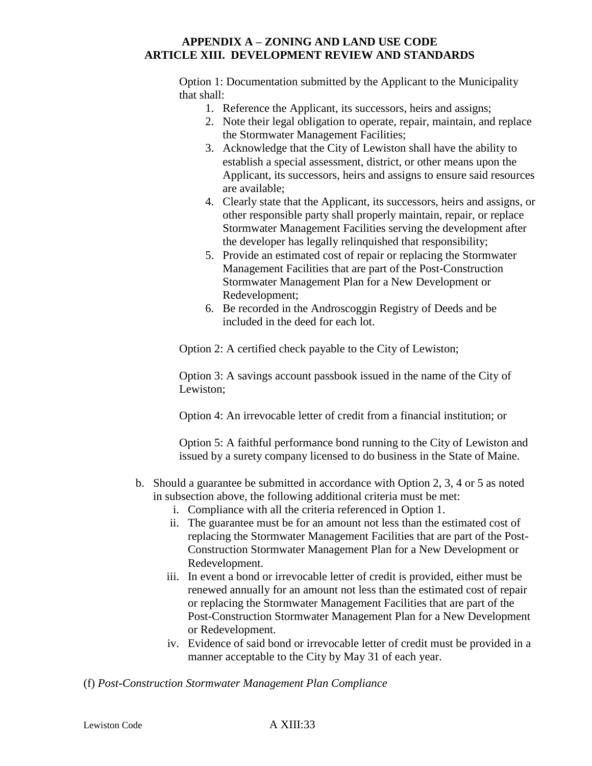Option 1: Documentation submitted by the Applicant to the Municipality that shall:

1. Reference the Applicant, its successors, heirs and assigns;
2. Note their legal obligation to operate, repair, maintain, and replace the Stormwater Management Facilities;
3. Acknowledge that the City of Lewiston shall have the ability to establish a special assessment, district, or other means upon the Applicant, its successors, heirs and assigns to ensure said resources are available;
4. Clearly state that the Applicant, its successors, heirs and assigns, or other responsible party shall properly maintain, repair, or replace Stormwater Management Facilities serving the development after the developer has legally relinquished that responsibility;
5. Provide an estimated cost of repair or replacing the Stormwater Management Facilities that are part of the Post-Construction Stormwater Management Plan for a New Development or Redevelopment;
6. Be recorded in the Androscoggin Registry of Deeds and be included in the deed for each lot.

Option 2: A certified check payable to the City of Lewiston;

Option 3: A savings account passbook issued in the name of the City of Lewiston;

Option 4: An irrevocable letter of credit from a financial institution; or

Option 5: A faithful performance bond running to the City of Lewiston and issued by a surety company licensed to do business in the State of Maine.

b. Should a guarantee be submitted in accordance with Option 2, 3, 4 or 5 as noted in subsection above, the following additional criteria must be met:
   i. Compliance with all the criteria referenced in Option 1.
   ii. The guarantee must be for an amount not less than the estimated cost of replacing the Stormwater Management Facilities that are part of the Post-Construction Stormwater Management Plan for a New Development or Redevelopment.
   iii. In event a bond or irrevocable letter of credit is provided, either must be renewed annually for an amount not less than the estimated cost of repair or replacing the Stormwater Management Facilities that are part of the Post-Construction Stormwater Management Plan for a New Development or Redevelopment.
   iv. Evidence of said bond or irrevocable letter of credit must be provided in a manner acceptable to the City by May 31 of each year.

(f) *Post-Construction Stormwater Management Plan Compliance*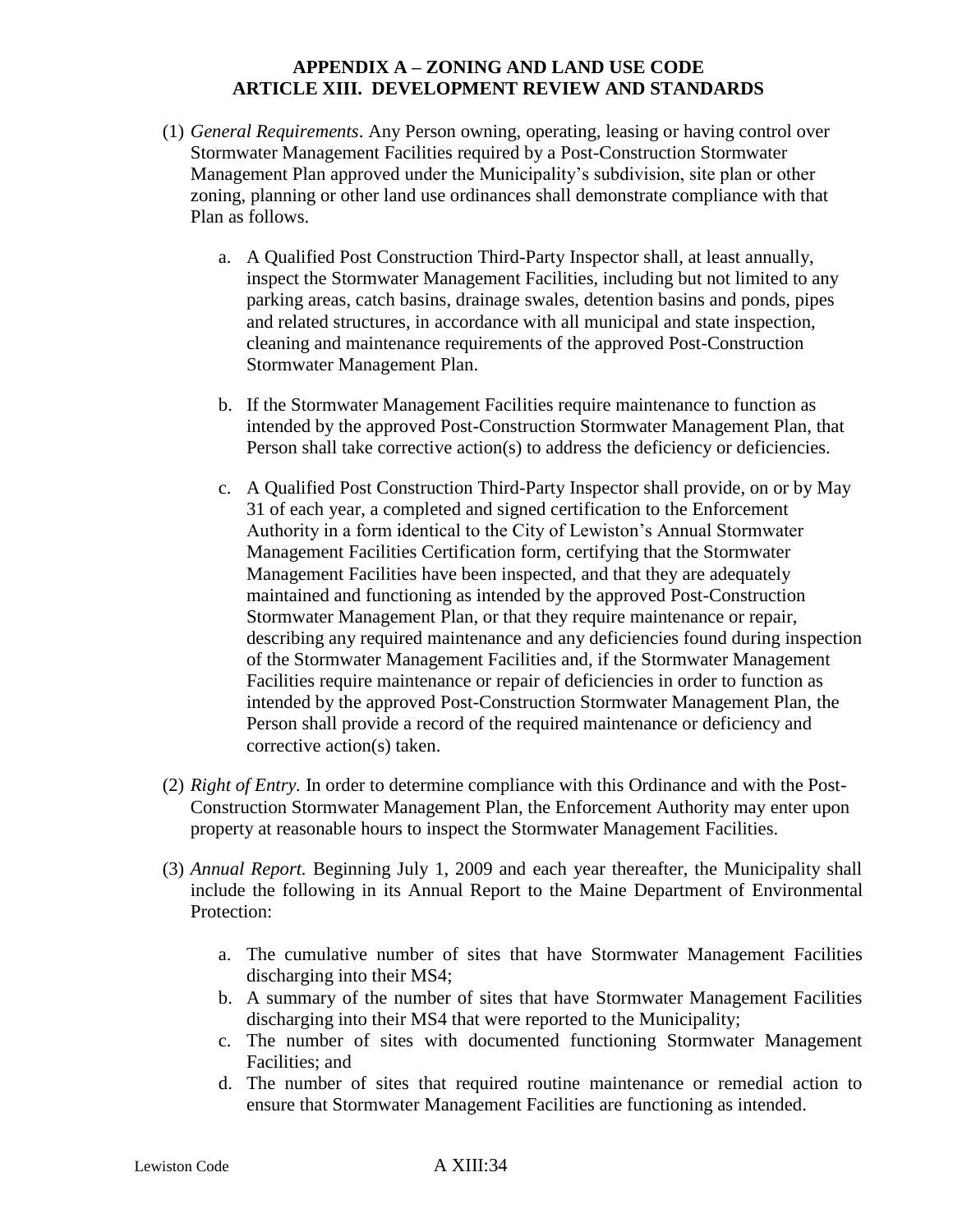(1) *General Requirements*. Any Person owning, operating, leasing or having control over Stormwater Management Facilities required by a Post-Construction Stormwater Management Plan approved under the Municipality's subdivision, site plan or other zoning, planning or other land use ordinances shall demonstrate compliance with that Plan as follows.

   a. A Qualified Post Construction Third-Party Inspector shall, at least annually, inspect the Stormwater Management Facilities, including but not limited to any parking areas, catch basins, drainage swales, detention basins and ponds, pipes and related structures, in accordance with all municipal and state inspection, cleaning and maintenance requirements of the approved Post-Construction Stormwater Management Plan.

   b. If the Stormwater Management Facilities require maintenance to function as intended by the approved Post-Construction Stormwater Management Plan, that Person shall take corrective action(s) to address the deficiency or deficiencies.

   c. A Qualified Post Construction Third-Party Inspector shall provide, on or by May 31 of each year, a completed and signed certification to the Enforcement Authority in a form identical to the City of Lewiston's Annual Stormwater Management Facilities Certification form, certifying that the Stormwater Management Facilities have been inspected, and that they are adequately maintained and functioning as intended by the approved Post-Construction Stormwater Management Plan, or that they require maintenance or repair, describing any required maintenance and any deficiencies found during inspection of the Stormwater Management Facilities and, if the Stormwater Management Facilities require maintenance or repair of deficiencies in order to function as intended by the approved Post-Construction Stormwater Management Plan, the Person shall provide a record of the required maintenance or deficiency and corrective action(s) taken.

(2) *Right of Entry.* In order to determine compliance with this Ordinance and with the Post-Construction Stormwater Management Plan, the Enforcement Authority may enter upon property at reasonable hours to inspect the Stormwater Management Facilities.

(3) *Annual Report.* Beginning July 1, 2009 and each year thereafter, the Municipality shall include the following in its Annual Report to the Maine Department of Environmental Protection:

   a. The cumulative number of sites that have Stormwater Management Facilities discharging into their MS4;
   b. A summary of the number of sites that have Stormwater Management Facilities discharging into their MS4 that were reported to the Municipality;
   c. The number of sites with documented functioning Stormwater Management Facilities; and
   d. The number of sites that required routine maintenance or remedial action to ensure that Stormwater Management Facilities are functioning as intended.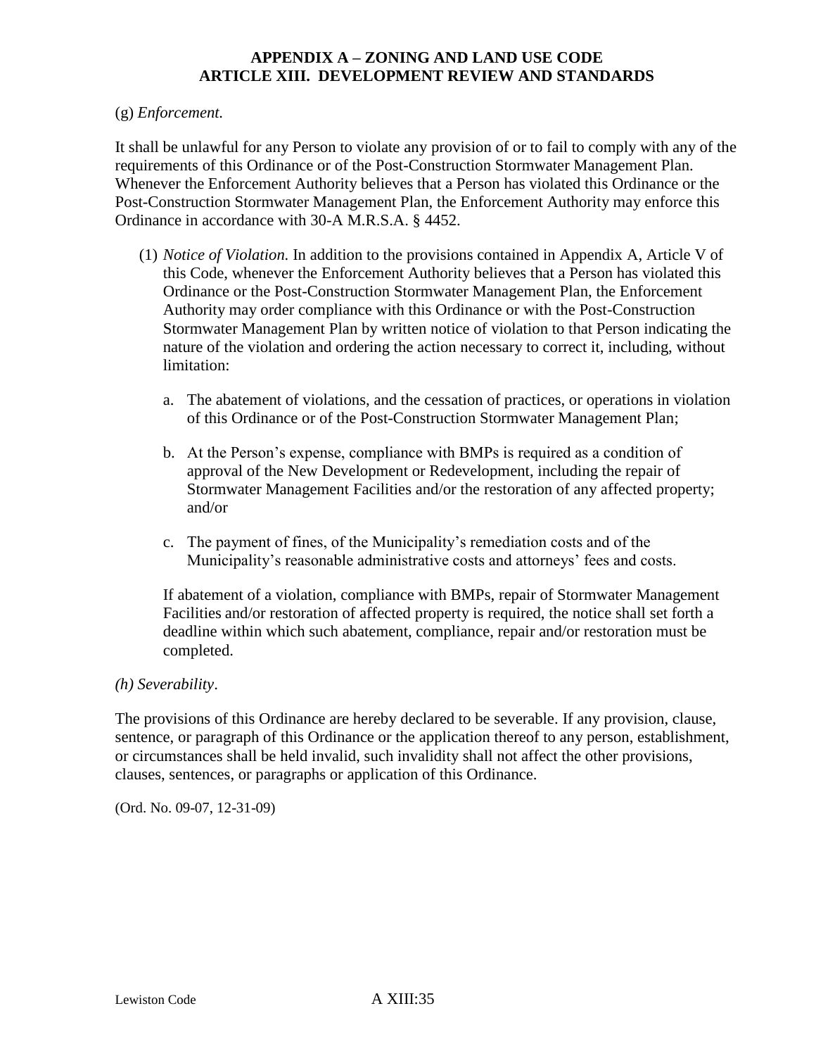(g) *Enforcement.*

It shall be unlawful for any Person to violate any provision of or to fail to comply with any of the requirements of this Ordinance or of the Post-Construction Stormwater Management Plan. Whenever the Enforcement Authority believes that a Person has violated this Ordinance or the Post-Construction Stormwater Management Plan, the Enforcement Authority may enforce this Ordinance in accordance with 30-A M.R.S.A. § 4452.

(1) *Notice of Violation.* In addition to the provisions contained in Appendix A, Article V of this Code, whenever the Enforcement Authority believes that a Person has violated this Ordinance or the Post-Construction Stormwater Management Plan, the Enforcement Authority may order compliance with this Ordinance or with the Post-Construction Stormwater Management Plan by written notice of violation to that Person indicating the nature of the violation and ordering the action necessary to correct it, including, without limitation:

  a. The abatement of violations, and the cessation of practices, or operations in violation of this Ordinance or of the Post-Construction Stormwater Management Plan;

  b. At the Person's expense, compliance with BMPs is required as a condition of approval of the New Development or Redevelopment, including the repair of Stormwater Management Facilities and/or the restoration of any affected property; and/or

  c. The payment of fines, of the Municipality's remediation costs and of the Municipality's reasonable administrative costs and attorneys' fees and costs.

If abatement of a violation, compliance with BMPs, repair of Stormwater Management Facilities and/or restoration of affected property is required, the notice shall set forth a deadline within which such abatement, compliance, repair and/or restoration must be completed.

*(h) Severability*.

The provisions of this Ordinance are hereby declared to be severable. If any provision, clause, sentence, or paragraph of this Ordinance or the application thereof to any person, establishment, or circumstances shall be held invalid, such invalidity shall not affect the other provisions, clauses, sentences, or paragraphs or application of this Ordinance.

(Ord. No. 09-07, 12-31-09)